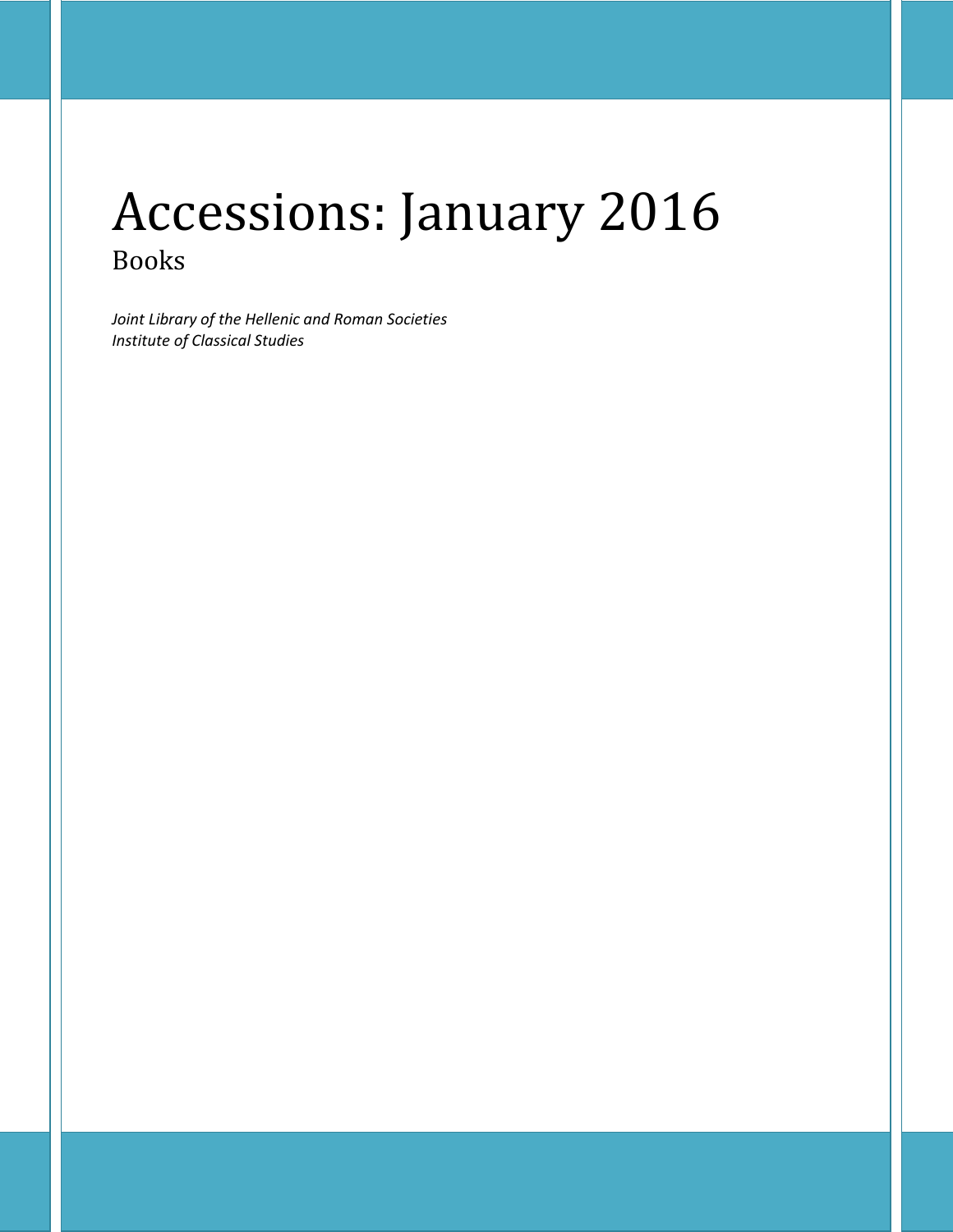# Accessions: January 2016

## Books

*Joint Library of the Hellenic and Roman Societies*
*Institute of Classical Studies*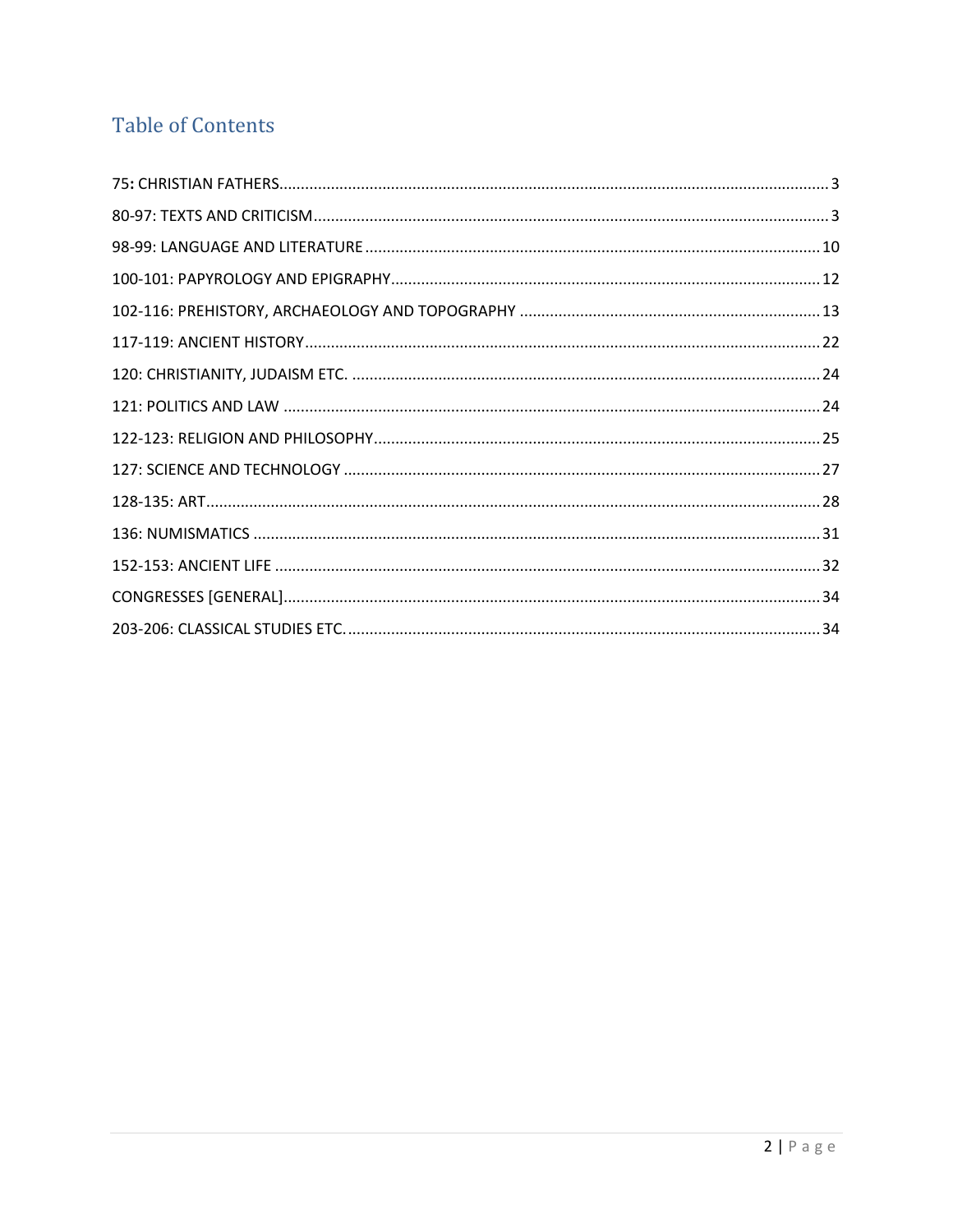## Table of Contents

75**:** CHRISTIAN FATHERS.....3

80-97: TEXTS AND CRITICISM.....3

98-99: LANGUAGE AND LITERATURE.....10

100-101: PAPYROLOGY AND EPIGRAPHY.....12

102-116: PREHISTORY, ARCHAEOLOGY AND TOPOGRAPHY.....13

117-119: ANCIENT HISTORY.....22

120: CHRISTIANITY, JUDAISM ETC......24

121: POLITICS AND LAW.....24

122-123: RELIGION AND PHILOSOPHY.....25

127: SCIENCE AND TECHNOLOGY.....27

128-135: ART.....28

136: NUMISMATICS.....31

152-153: ANCIENT LIFE.....32

CONGRESSES [GENERAL].....34

203-206: CLASSICAL STUDIES ETC......34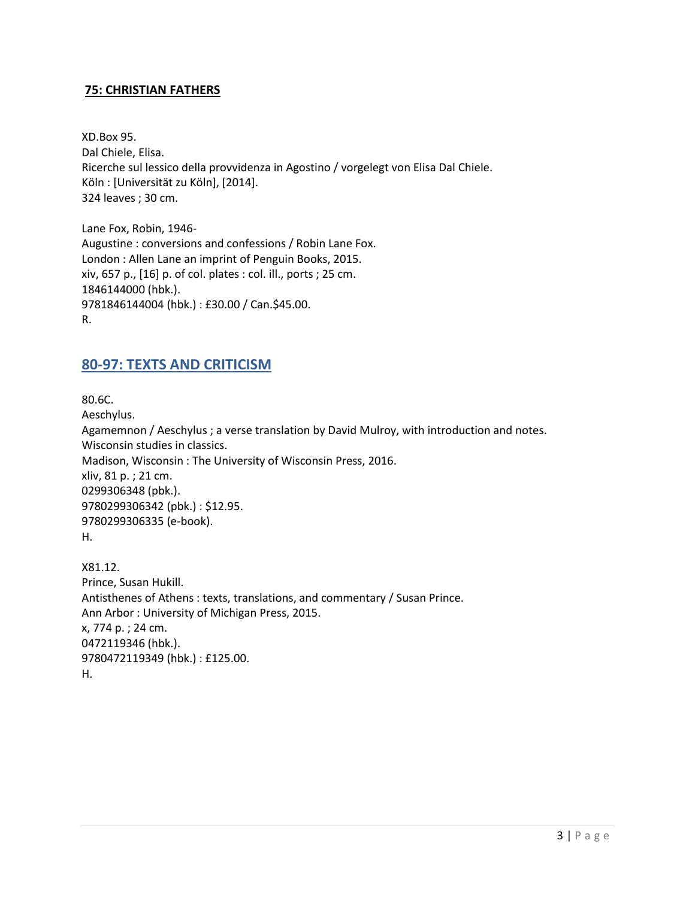## 75: CHRISTIAN FATHERS

XD.Box 95.
Dal Chiele, Elisa.
Ricerche sul lessico della provvidenza in Agostino / vorgelegt von Elisa Dal Chiele.
Köln : [Universität zu Köln], [2014].
324 leaves ; 30 cm.

Lane Fox, Robin, 1946-
Augustine : conversions and confessions / Robin Lane Fox.
London : Allen Lane an imprint of Penguin Books, 2015.
xiv, 657 p., [16] p. of col. plates : col. ill., ports ; 25 cm.
1846144000 (hbk.).
9781846144004 (hbk.) : £30.00 / Can.$45.00.
R.

## 80-97: TEXTS AND CRITICISM

80.6C.
Aeschylus.
Agamemnon / Aeschylus ; a verse translation by David Mulroy, with introduction and notes.
Wisconsin studies in classics.
Madison, Wisconsin : The University of Wisconsin Press, 2016.
xliv, 81 p. ; 21 cm.
0299306348 (pbk.).
9780299306342 (pbk.) : $12.95.
9780299306335 (e-book).
H.

X81.12.
Prince, Susan Hukill.
Antisthenes of Athens : texts, translations, and commentary / Susan Prince.
Ann Arbor : University of Michigan Press, 2015.
x, 774 p. ; 24 cm.
0472119346 (hbk.).
9780472119349 (hbk.) : £125.00.
H.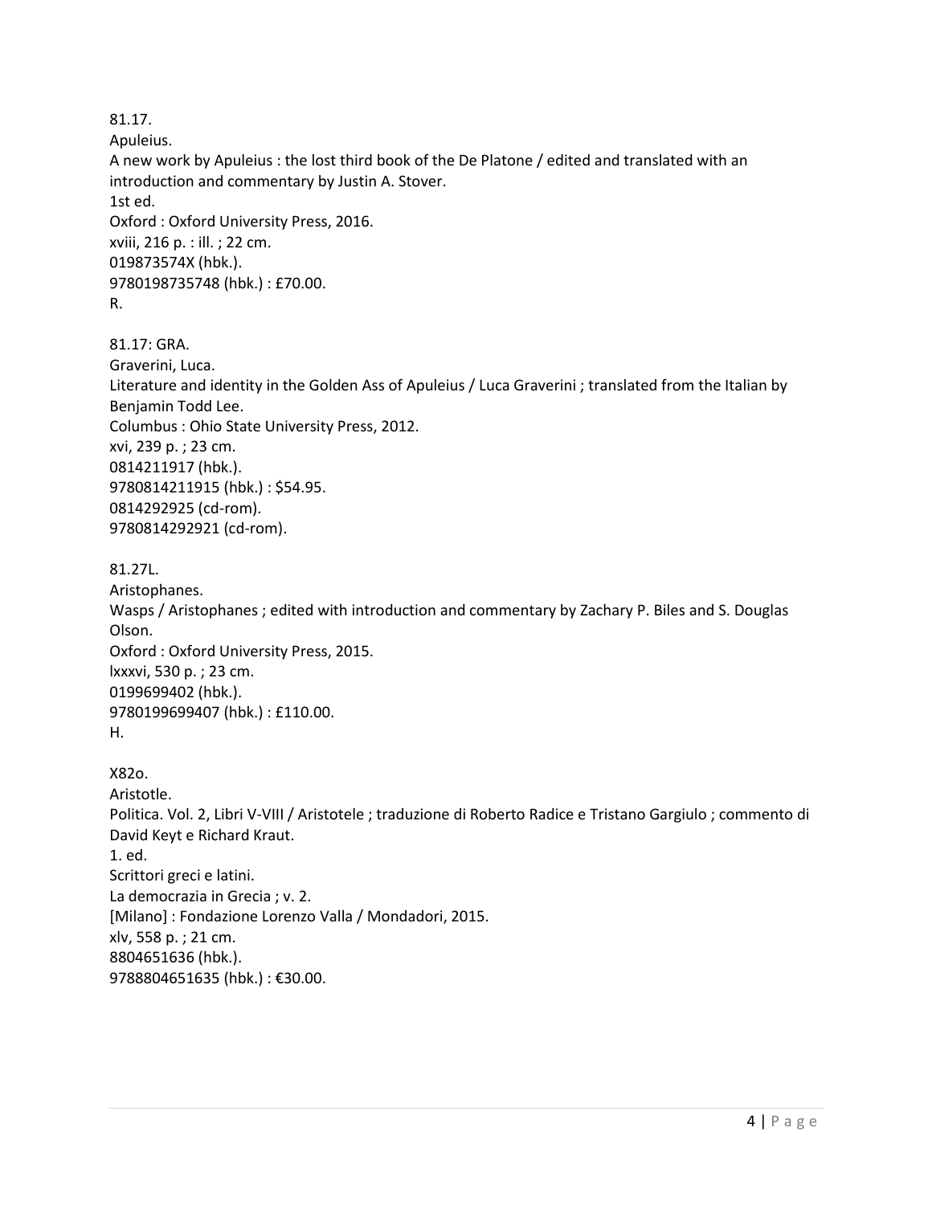81.17.
Apuleius.
A new work by Apuleius : the lost third book of the De Platone / edited and translated with an introduction and commentary by Justin A. Stover.
1st ed.
Oxford : Oxford University Press, 2016.
xviii, 216 p. : ill. ; 22 cm.
019873574X (hbk.).
9780198735748 (hbk.) : £70.00.
R.

81.17: GRA.
Graverini, Luca.
Literature and identity in the Golden Ass of Apuleius / Luca Graverini ; translated from the Italian by Benjamin Todd Lee.
Columbus : Ohio State University Press, 2012.
xvi, 239 p. ; 23 cm.
0814211917 (hbk.).
9780814211915 (hbk.) : $54.95.
0814292925 (cd-rom).
9780814292921 (cd-rom).

81.27L.
Aristophanes.
Wasps / Aristophanes ; edited with introduction and commentary by Zachary P. Biles and S. Douglas Olson.
Oxford : Oxford University Press, 2015.
lxxxvi, 530 p. ; 23 cm.
0199699402 (hbk.).
9780199699407 (hbk.) : £110.00.
H.

X82o.
Aristotle.
Politica. Vol. 2, Libri V-VIII / Aristotele ; traduzione di Roberto Radice e Tristano Gargiulo ; commento di David Keyt e Richard Kraut.
1. ed.
Scrittori greci e latini.
La democrazia in Grecia ; v. 2.
[Milano] : Fondazione Lorenzo Valla / Mondadori, 2015.
xlv, 558 p. ; 21 cm.
8804651636 (hbk.).
9788804651635 (hbk.) : €30.00.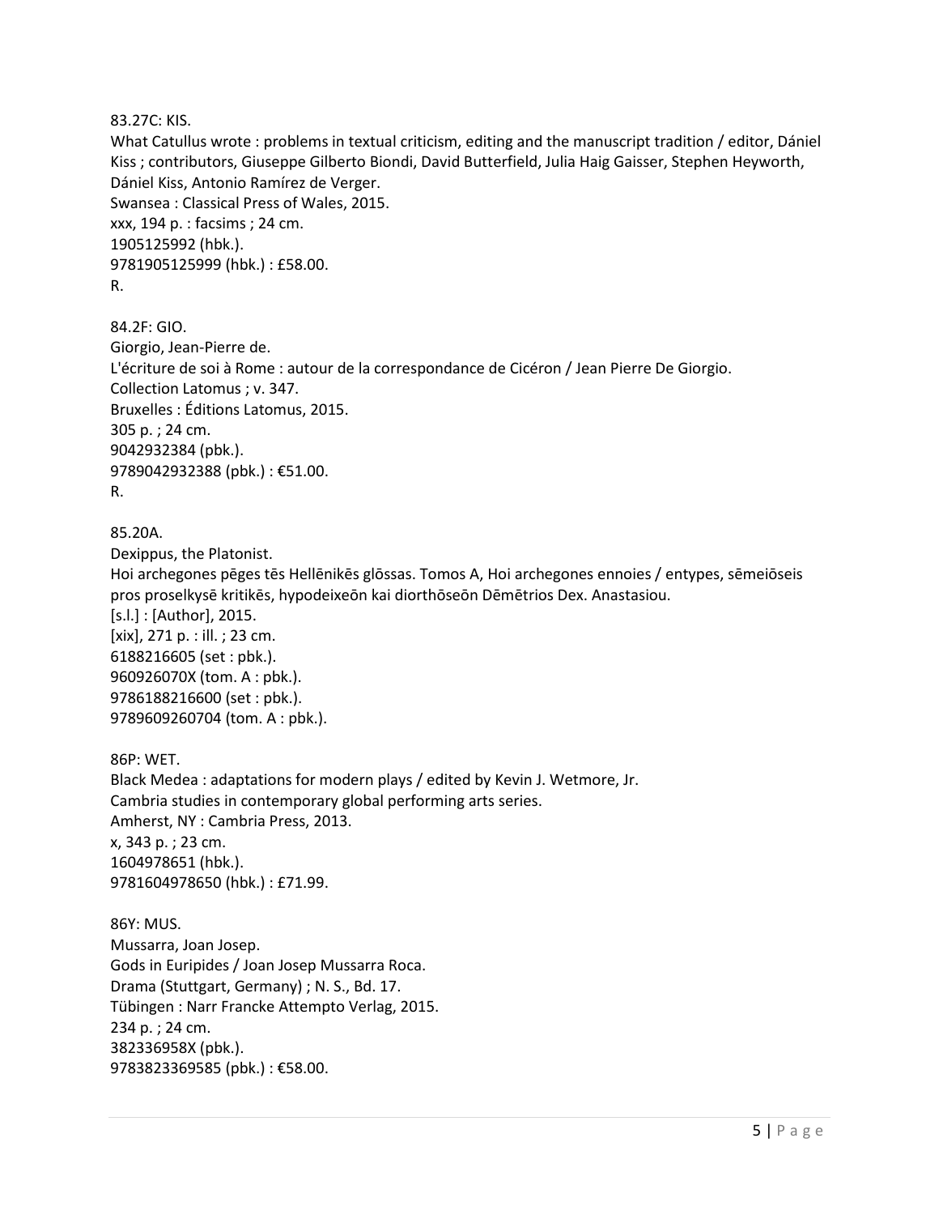83.27C: KIS.
What Catullus wrote : problems in textual criticism, editing and the manuscript tradition / editor, Dániel Kiss ; contributors, Giuseppe Gilberto Biondi, David Butterfield, Julia Haig Gaisser, Stephen Heyworth, Dániel Kiss, Antonio Ramírez de Verger.
Swansea : Classical Press of Wales, 2015.
xxx, 194 p. : facsims ; 24 cm.
1905125992 (hbk.).
9781905125999 (hbk.) : £58.00.
R.

84.2F: GIO.
Giorgio, Jean-Pierre de.
L'écriture de soi à Rome : autour de la correspondance de Cicéron / Jean Pierre De Giorgio.
Collection Latomus ; v. 347.
Bruxelles : Éditions Latomus, 2015.
305 p. ; 24 cm.
9042932384 (pbk.).
9789042932388 (pbk.) : €51.00.
R.

85.20A.
Dexippus, the Platonist.
Hoi archegones pēges tēs Hellēnikēs glōssas. Tomos A, Hoi archegones ennoies / entypes, sēmeiōseis pros proselkysē kritikēs, hypodeixeōn kai diorthōseōn Dēmētrios Dex. Anastasiou.
[s.l.] : [Author], 2015.
[xix], 271 p. : ill. ; 23 cm.
6188216605 (set : pbk.).
960926070X (tom. A : pbk.).
9786188216600 (set : pbk.).
9789609260704 (tom. A : pbk.).

86P: WET.
Black Medea : adaptations for modern plays / edited by Kevin J. Wetmore, Jr.
Cambria studies in contemporary global performing arts series.
Amherst, NY : Cambria Press, 2013.
x, 343 p. ; 23 cm.
1604978651 (hbk.).
9781604978650 (hbk.) : £71.99.

86Y: MUS.
Mussarra, Joan Josep.
Gods in Euripides / Joan Josep Mussarra Roca.
Drama (Stuttgart, Germany) ; N. S., Bd. 17.
Tübingen : Narr Francke Attempto Verlag, 2015.
234 p. ; 24 cm.
382336958X (pbk.).
9783823369585 (pbk.) : €58.00.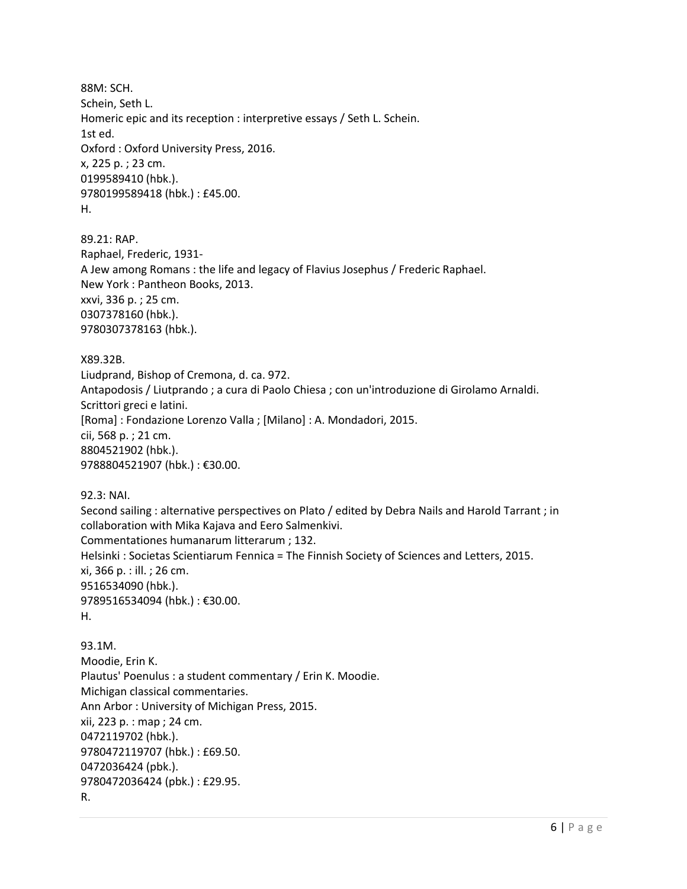88M: SCH.
Schein, Seth L.
Homeric epic and its reception : interpretive essays / Seth L. Schein.
1st ed.
Oxford : Oxford University Press, 2016.
x, 225 p. ; 23 cm.
0199589410 (hbk.).
9780199589418 (hbk.) : £45.00.
H.

89.21: RAP.
Raphael, Frederic, 1931-
A Jew among Romans : the life and legacy of Flavius Josephus / Frederic Raphael.
New York : Pantheon Books, 2013.
xxvi, 336 p. ; 25 cm.
0307378160 (hbk.).
9780307378163 (hbk.).

X89.32B.
Liudprand, Bishop of Cremona, d. ca. 972.
Antapodosis / Liutprando ; a cura di Paolo Chiesa ; con un'introduzione di Girolamo Arnaldi.
Scrittori greci e latini.
[Roma] : Fondazione Lorenzo Valla ; [Milano] : A. Mondadori, 2015.
cii, 568 p. ; 21 cm.
8804521902 (hbk.).
9788804521907 (hbk.) : €30.00.

92.3: NAI.
Second sailing : alternative perspectives on Plato / edited by Debra Nails and Harold Tarrant ; in collaboration with Mika Kajava and Eero Salmenkivi.
Commentationes humanarum litterarum ; 132.
Helsinki : Societas Scientiarum Fennica = The Finnish Society of Sciences and Letters, 2015.
xi, 366 p. : ill. ; 26 cm.
9516534090 (hbk.).
9789516534094 (hbk.) : €30.00.
H.

93.1M.
Moodie, Erin K.
Plautus' Poenulus : a student commentary / Erin K. Moodie.
Michigan classical commentaries.
Ann Arbor : University of Michigan Press, 2015.
xii, 223 p. : map ; 24 cm.
0472119702 (hbk.).
9780472119707 (hbk.) : £69.50.
0472036424 (pbk.).
9780472036424 (pbk.) : £29.95.
R.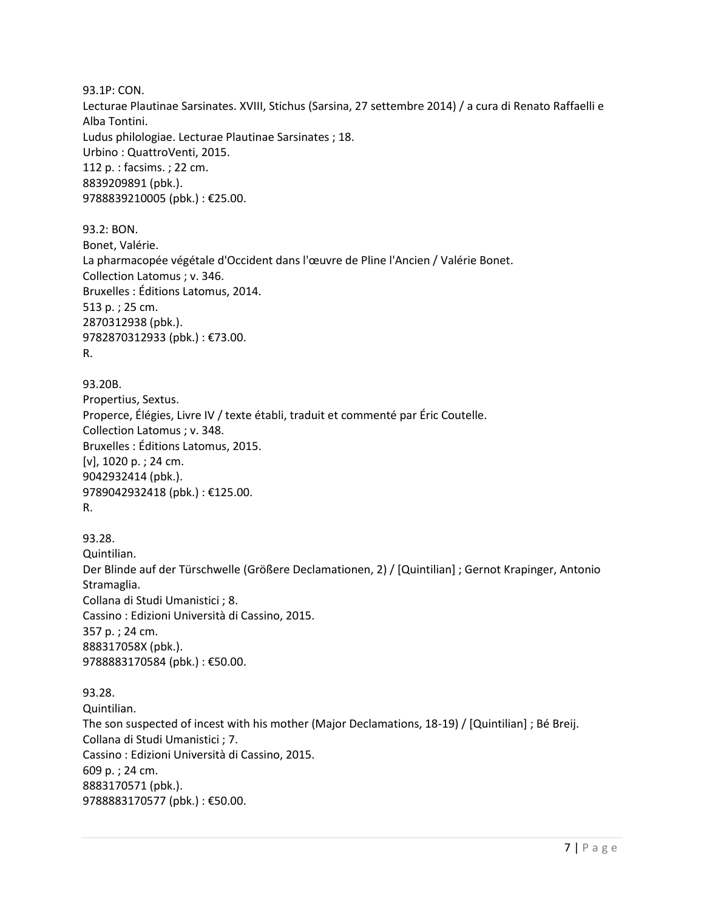93.1P: CON.
Lecturae Plautinae Sarsinates. XVIII, Stichus (Sarsina, 27 settembre 2014) / a cura di Renato Raffaelli e Alba Tontini.
Ludus philologiae. Lecturae Plautinae Sarsinates ; 18.
Urbino : QuattroVenti, 2015.
112 p. : facsims. ; 22 cm.
8839209891 (pbk.).
9788839210005 (pbk.) : €25.00.

93.2: BON.
Bonet, Valérie.
La pharmacopée végétale d'Occident dans l'œuvre de Pline l'Ancien / Valérie Bonet.
Collection Latomus ; v. 346.
Bruxelles : Éditions Latomus, 2014.
513 p. ; 25 cm.
2870312938 (pbk.).
9782870312933 (pbk.) : €73.00.
R.

93.20B.
Propertius, Sextus.
Properce, Élégies, Livre IV / texte établi, traduit et commenté par Éric Coutelle.
Collection Latomus ; v. 348.
Bruxelles : Éditions Latomus, 2015.
[v], 1020 p. ; 24 cm.
9042932414 (pbk.).
9789042932418 (pbk.) : €125.00.
R.

93.28.
Quintilian.
Der Blinde auf der Türschwelle (Größere Declamationen, 2) / [Quintilian] ; Gernot Krapinger, Antonio Stramaglia.
Collana di Studi Umanistici ; 8.
Cassino : Edizioni Università di Cassino, 2015.
357 p. ; 24 cm.
888317058X (pbk.).
9788883170584 (pbk.) : €50.00.

93.28.
Quintilian.
The son suspected of incest with his mother (Major Declamations, 18-19) / [Quintilian] ; Bé Breij.
Collana di Studi Umanistici ; 7.
Cassino : Edizioni Università di Cassino, 2015.
609 p. ; 24 cm.
8883170571 (pbk.).
9788883170577 (pbk.) : €50.00.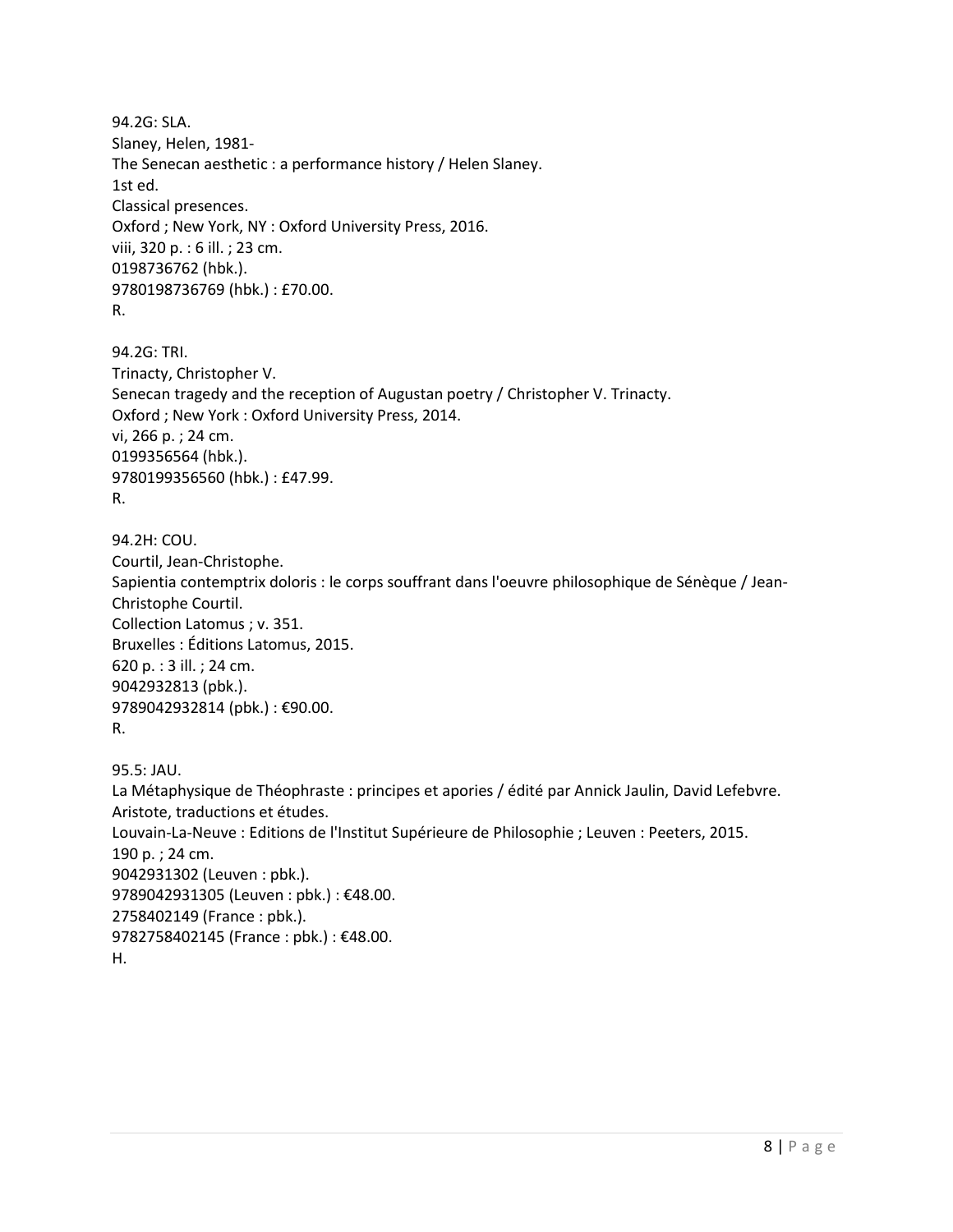94.2G: SLA.
Slaney, Helen, 1981-
The Senecan aesthetic : a performance history / Helen Slaney.
1st ed.
Classical presences.
Oxford ; New York, NY : Oxford University Press, 2016.
viii, 320 p. : 6 ill. ; 23 cm.
0198736762 (hbk.).
9780198736769 (hbk.) : £70.00.
R.

94.2G: TRI.
Trinacty, Christopher V.
Senecan tragedy and the reception of Augustan poetry / Christopher V. Trinacty.
Oxford ; New York : Oxford University Press, 2014.
vi, 266 p. ; 24 cm.
0199356564 (hbk.).
9780199356560 (hbk.) : £47.99.
R.

94.2H: COU.
Courtil, Jean-Christophe.
Sapientia contemptrix doloris : le corps souffrant dans l'oeuvre philosophique de Sénèque / Jean-Christophe Courtil.
Collection Latomus ; v. 351.
Bruxelles : Éditions Latomus, 2015.
620 p. : 3 ill. ; 24 cm.
9042932813 (pbk.).
9789042932814 (pbk.) : €90.00.
R.

95.5: JAU.
La Métaphysique de Théophraste : principes et apories / édité par Annick Jaulin, David Lefebvre.
Aristote, traductions et études.
Louvain-La-Neuve : Editions de l'Institut Supérieure de Philosophie ; Leuven : Peeters, 2015.
190 p. ; 24 cm.
9042931302 (Leuven : pbk.).
9789042931305 (Leuven : pbk.) : €48.00.
2758402149 (France : pbk.).
9782758402145 (France : pbk.) : €48.00.
H.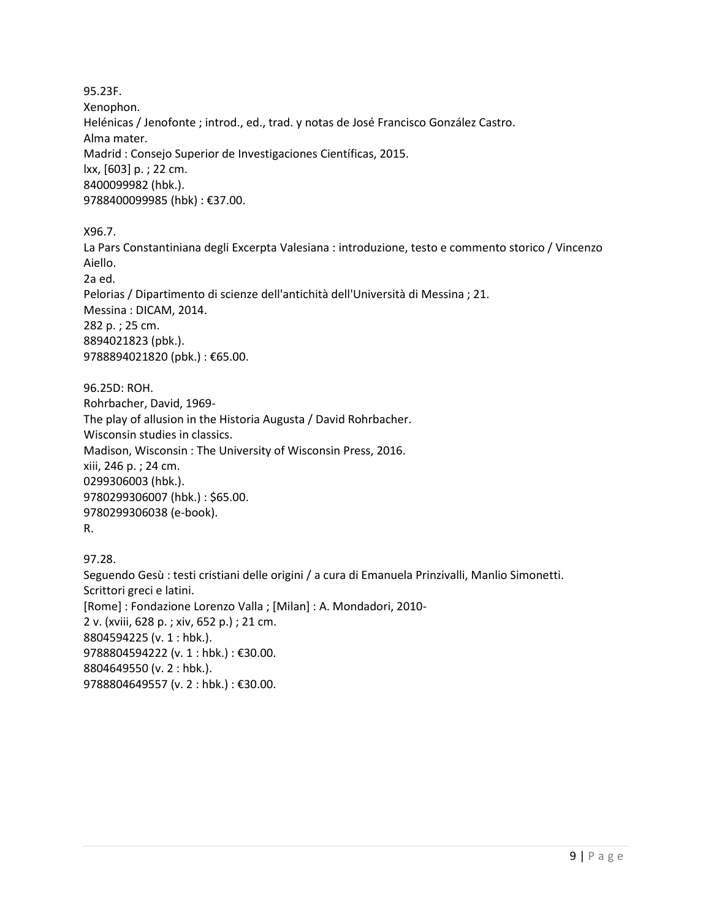95.23F.
Xenophon.
Helénicas / Jenofonte ; introd., ed., trad. y notas de José Francisco González Castro.
Alma mater.
Madrid : Consejo Superior de Investigaciones Científicas, 2015.
lxx, [603] p. ; 22 cm.
8400099982 (hbk.).
9788400099985 (hbk) : €37.00.

X96.7.
La Pars Constantiniana degli Excerpta Valesiana : introduzione, testo e commento storico / Vincenzo Aiello.
2a ed.
Pelorias / Dipartimento di scienze dell'antichità dell'Università di Messina ; 21.
Messina : DICAM, 2014.
282 p. ; 25 cm.
8894021823 (pbk.).
9788894021820 (pbk.) : €65.00.

96.25D: ROH.
Rohrbacher, David, 1969-
The play of allusion in the Historia Augusta / David Rohrbacher.
Wisconsin studies in classics.
Madison, Wisconsin : The University of Wisconsin Press, 2016.
xiii, 246 p. ; 24 cm.
0299306003 (hbk.).
9780299306007 (hbk.) : $65.00.
9780299306038 (e-book).
R.

97.28.
Seguendo Gesù : testi cristiani delle origini / a cura di Emanuela Prinzivalli, Manlio Simonetti.
Scrittori greci e latini.
[Rome] : Fondazione Lorenzo Valla ; [Milan] : A. Mondadori, 2010-
2 v. (xviii, 628 p. ; xiv, 652 p.) ; 21 cm.
8804594225 (v. 1 : hbk.).
9788804594222 (v. 1 : hbk.) : €30.00.
8804649550 (v. 2 : hbk.).
9788804649557 (v. 2 : hbk.) : €30.00.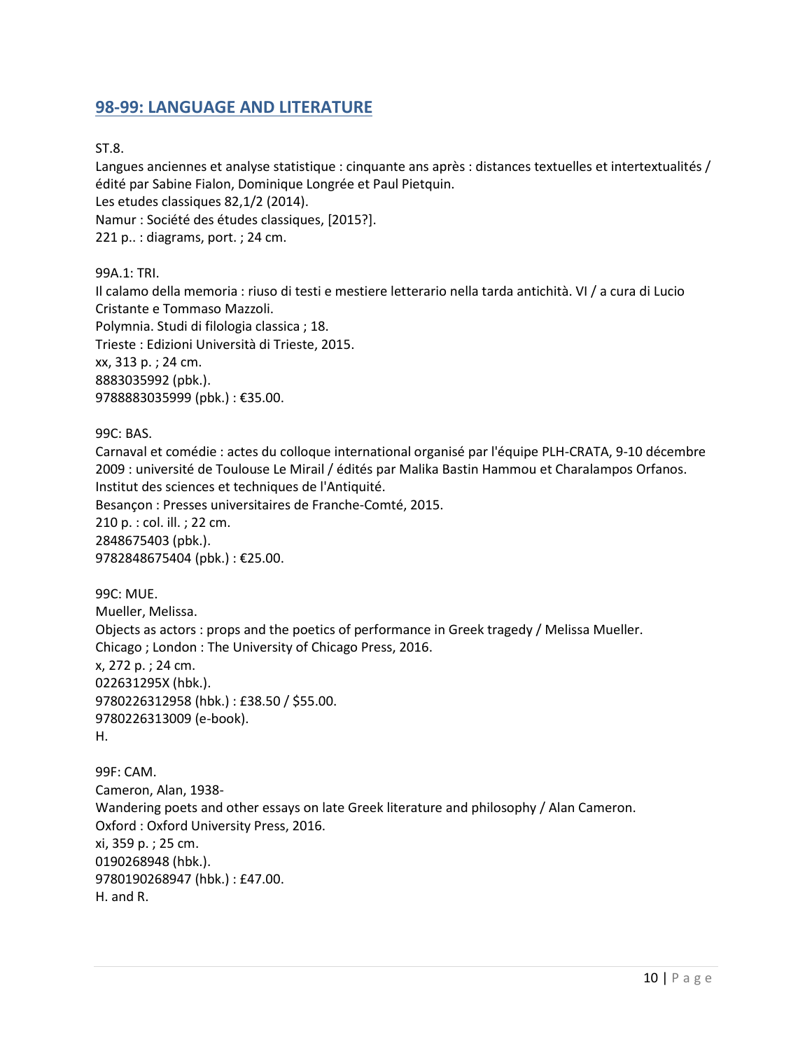## 98-99: LANGUAGE AND LITERATURE

ST.8.  
Langues anciennes et analyse statistique : cinquante ans après : distances textuelles et intertextualités / édité par Sabine Fialon, Dominique Longrée et Paul Pietquin.  
Les etudes classiques 82,1/2 (2014).  
Namur : Société des études classiques, [2015?].  
221 p.. : diagrams, port. ; 24 cm.

99A.1: TRI.  
Il calamo della memoria : riuso di testi e mestiere letterario nella tarda antichità. VI / a cura di Lucio Cristante e Tommaso Mazzoli.  
Polymnia. Studi di filologia classica ; 18.  
Trieste : Edizioni Università di Trieste, 2015.  
xx, 313 p. ; 24 cm.  
8883035992 (pbk.).  
9788883035999 (pbk.) : €35.00.

99C: BAS.  
Carnaval et comédie : actes du colloque international organisé par l'équipe PLH-CRATA, 9-10 décembre 2009 : université de Toulouse Le Mirail / édités par Malika Bastin Hammou et Charalampos Orfanos.  
Institut des sciences et techniques de l'Antiquité.  
Besançon : Presses universitaires de Franche-Comté, 2015.  
210 p. : col. ill. ; 22 cm.  
2848675403 (pbk.).  
9782848675404 (pbk.) : €25.00.

99C: MUE.  
Mueller, Melissa.  
Objects as actors : props and the poetics of performance in Greek tragedy / Melissa Mueller.  
Chicago ; London : The University of Chicago Press, 2016.  
x, 272 p. ; 24 cm.  
022631295X (hbk.).  
9780226312958 (hbk.) : £38.50 / $55.00.  
9780226313009 (e-book).  
H.

99F: CAM.  
Cameron, Alan, 1938-  
Wandering poets and other essays on late Greek literature and philosophy / Alan Cameron.  
Oxford : Oxford University Press, 2016.  
xi, 359 p. ; 25 cm.  
0190268948 (hbk.).  
9780190268947 (hbk.) : £47.00.  
H. and R.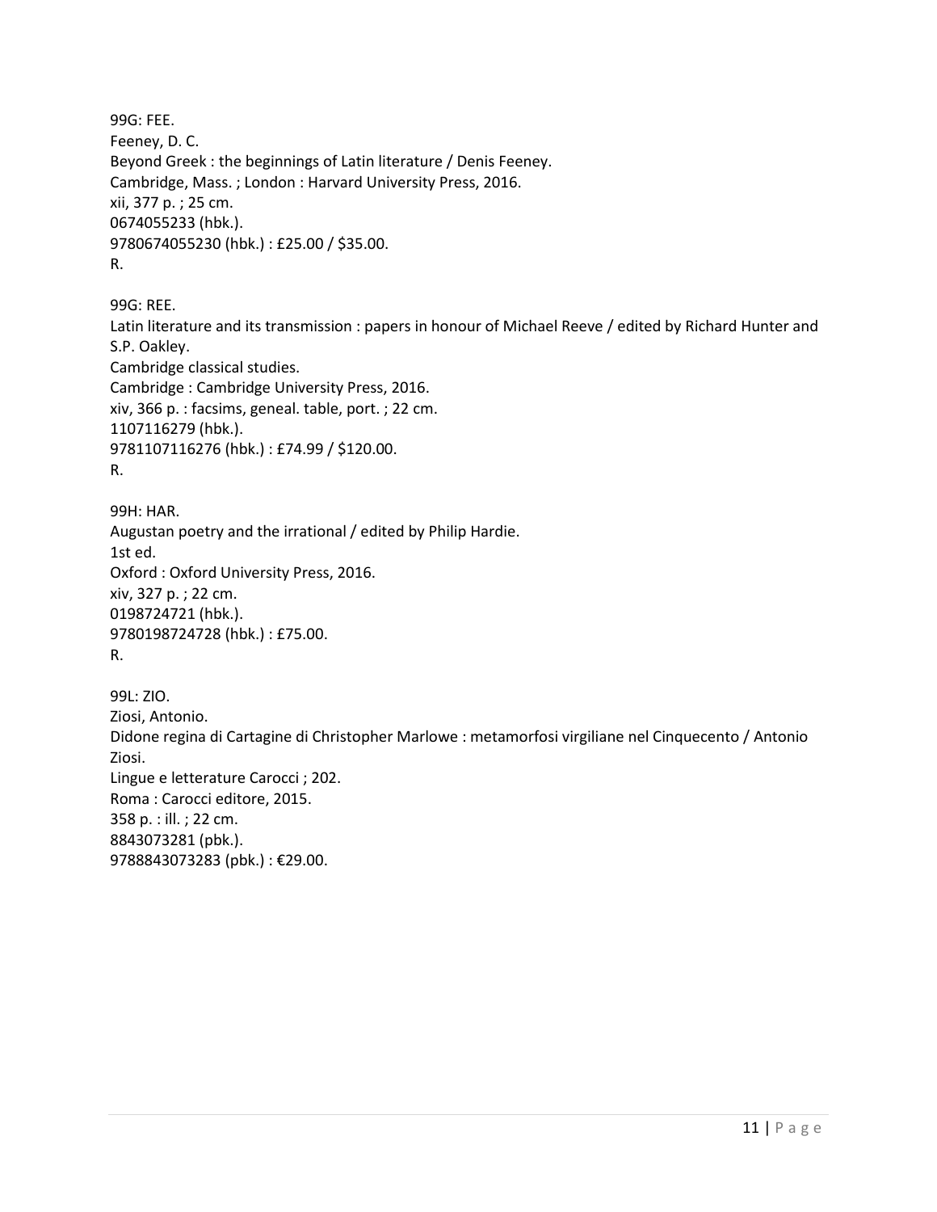99G: FEE.
Feeney, D. C.
Beyond Greek : the beginnings of Latin literature / Denis Feeney.
Cambridge, Mass. ; London : Harvard University Press, 2016.
xii, 377 p. ; 25 cm.
0674055233 (hbk.).
9780674055230 (hbk.) : £25.00 / $35.00.
R.

99G: REE.
Latin literature and its transmission : papers in honour of Michael Reeve / edited by Richard Hunter and S.P. Oakley.
Cambridge classical studies.
Cambridge : Cambridge University Press, 2016.
xiv, 366 p. : facsims, geneal. table, port. ; 22 cm.
1107116279 (hbk.).
9781107116276 (hbk.) : £74.99 / $120.00.
R.

99H: HAR.
Augustan poetry and the irrational / edited by Philip Hardie.
1st ed.
Oxford : Oxford University Press, 2016.
xiv, 327 p. ; 22 cm.
0198724721 (hbk.).
9780198724728 (hbk.) : £75.00.
R.

99L: ZIO.
Ziosi, Antonio.
Didone regina di Cartagine di Christopher Marlowe : metamorfosi virgiliane nel Cinquecento / Antonio Ziosi.
Lingue e letterature Carocci ; 202.
Roma : Carocci editore, 2015.
358 p. : ill. ; 22 cm.
8843073281 (pbk.).
9788843073283 (pbk.) : €29.00.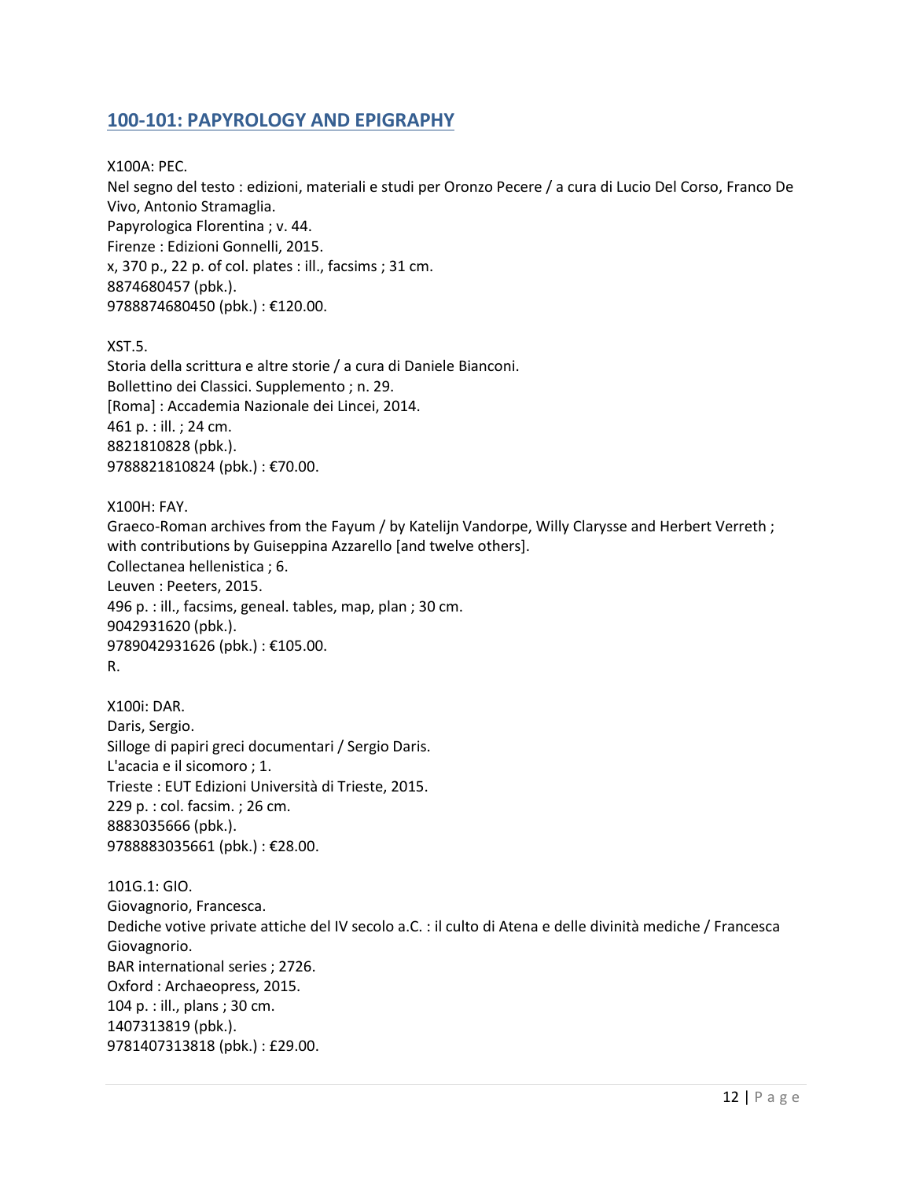## 100-101: PAPYROLOGY AND EPIGRAPHY

X100A: PEC.
Nel segno del testo : edizioni, materiali e studi per Oronzo Pecere / a cura di Lucio Del Corso, Franco De Vivo, Antonio Stramaglia.
Papyrologica Florentina ; v. 44.
Firenze : Edizioni Gonnelli, 2015.
x, 370 p., 22 p. of col. plates : ill., facsims ; 31 cm.
8874680457 (pbk.).
9788874680450 (pbk.) : €120.00.

XST.5.
Storia della scrittura e altre storie / a cura di Daniele Bianconi.
Bollettino dei Classici. Supplemento ; n. 29.
[Roma] : Accademia Nazionale dei Lincei, 2014.
461 p. : ill. ; 24 cm.
8821810828 (pbk.).
9788821810824 (pbk.) : €70.00.

X100H: FAY.
Graeco-Roman archives from the Fayum / by Katelijn Vandorpe, Willy Clarysse and Herbert Verreth ; with contributions by Guiseppina Azzarello [and twelve others].
Collectanea hellenistica ; 6.
Leuven : Peeters, 2015.
496 p. : ill., facsims, geneal. tables, map, plan ; 30 cm.
9042931620 (pbk.).
9789042931626 (pbk.) : €105.00.
R.

X100i: DAR.
Daris, Sergio.
Silloge di papiri greci documentari / Sergio Daris.
L'acacia e il sicomoro ; 1.
Trieste : EUT Edizioni Università di Trieste, 2015.
229 p. : col. facsim. ; 26 cm.
8883035666 (pbk.).
9788883035661 (pbk.) : €28.00.

101G.1: GIO.
Giovagnorio, Francesca.
Dediche votive private attiche del IV secolo a.C. : il culto di Atena e delle divinità mediche / Francesca Giovagnorio.
BAR international series ; 2726.
Oxford : Archaeopress, 2015.
104 p. : ill., plans ; 30 cm.
1407313819 (pbk.).
9781407313818 (pbk.) : £29.00.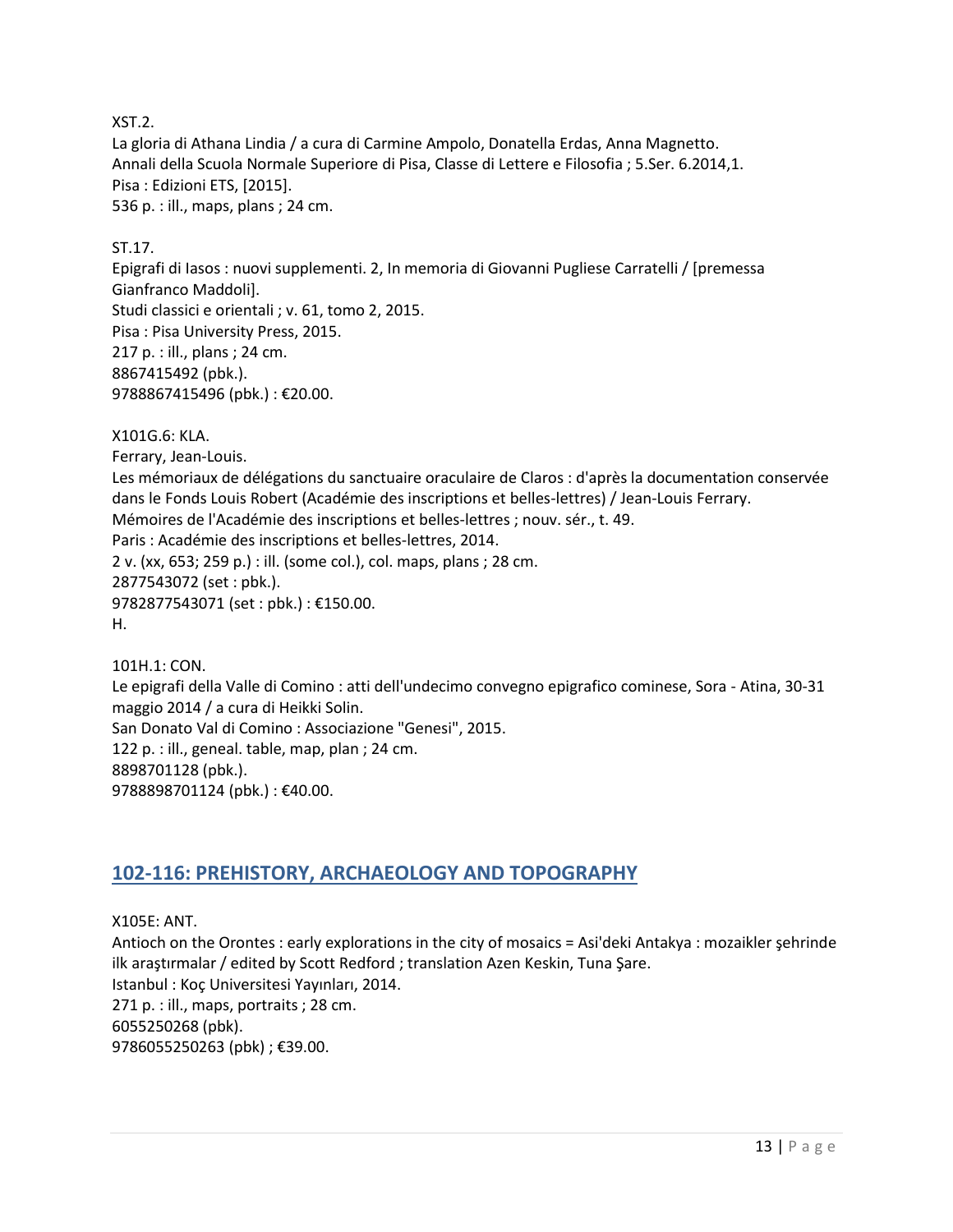XST.2.
La gloria di Athana Lindia / a cura di Carmine Ampolo, Donatella Erdas, Anna Magnetto.
Annali della Scuola Normale Superiore di Pisa, Classe di Lettere e Filosofia ; 5.Ser. 6.2014,1.
Pisa : Edizioni ETS, [2015].
536 p. : ill., maps, plans ; 24 cm.

ST.17.
Epigrafi di Iasos : nuovi supplementi. 2, In memoria di Giovanni Pugliese Carratelli / [premessa Gianfranco Maddoli].
Studi classici e orientali ; v. 61, tomo 2, 2015.
Pisa : Pisa University Press, 2015.
217 p. : ill., plans ; 24 cm.
8867415492 (pbk.).
9788867415496 (pbk.) : €20.00.

X101G.6: KLA.
Ferrary, Jean-Louis.
Les mémoriaux de délégations du sanctuaire oraculaire de Claros : d'après la documentation conservée dans le Fonds Louis Robert (Académie des inscriptions et belles-lettres) / Jean-Louis Ferrary.
Mémoires de l'Académie des inscriptions et belles-lettres ; nouv. sér., t. 49.
Paris : Académie des inscriptions et belles-lettres, 2014.
2 v. (xx, 653; 259 p.) : ill. (some col.), col. maps, plans ; 28 cm.
2877543072 (set : pbk.).
9782877543071 (set : pbk.) : €150.00.
H.

101H.1: CON.
Le epigrafi della Valle di Comino : atti dell'undecimo convegno epigrafico cominese, Sora - Atina, 30-31 maggio 2014 / a cura di Heikki Solin.
San Donato Val di Comino : Associazione "Genesi", 2015.
122 p. : ill., geneal. table, map, plan ; 24 cm.
8898701128 (pbk.).
9788898701124 (pbk.) : €40.00.

## 102-116: PREHISTORY, ARCHAEOLOGY AND TOPOGRAPHY

X105E: ANT.
Antioch on the Orontes : early explorations in the city of mosaics = Asi'deki Antakya : mozaikler şehrinde ilk araştırmalar / edited by Scott Redford ; translation Azen Keskin, Tuna Şare.
Istanbul : Koç Universitesi Yayınları, 2014.
271 p. : ill., maps, portraits ; 28 cm.
6055250268 (pbk).
9786055250263 (pbk) ; €39.00.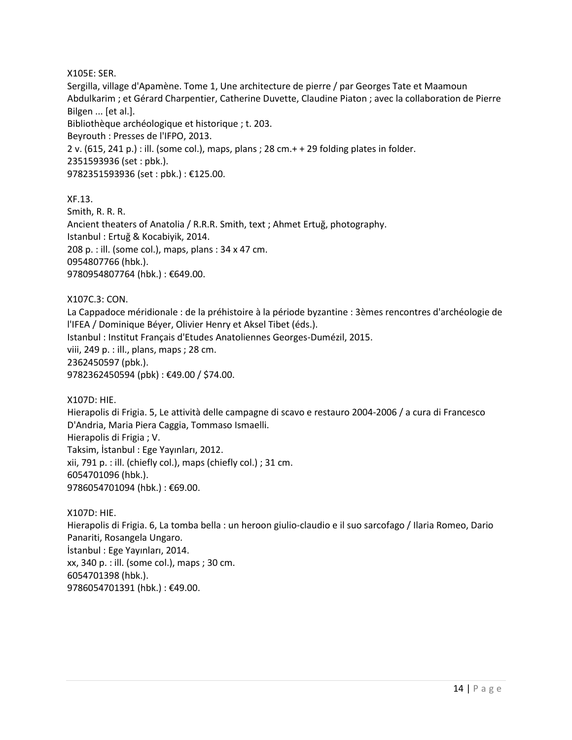X105E: SER.
Sergilla, village d'Apamène. Tome 1, Une architecture de pierre / par Georges Tate et Maamoun Abdulkarim ; et Gérard Charpentier, Catherine Duvette, Claudine Piaton ; avec la collaboration de Pierre Bilgen ... [et al.].
Bibliothèque archéologique et historique ; t. 203.
Beyrouth : Presses de l'IFPO, 2013.
2 v. (615, 241 p.) : ill. (some col.), maps, plans ; 28 cm.+ + 29 folding plates in folder.
2351593936 (set : pbk.).
9782351593936 (set : pbk.) : €125.00.

XF.13.
Smith, R. R. R.
Ancient theaters of Anatolia / R.R.R. Smith, text ; Ahmet Ertuğ, photography.
Istanbul : Ertuğ & Kocabiyik, 2014.
208 p. : ill. (some col.), maps, plans : 34 x 47 cm.
0954807766 (hbk.).
9780954807764 (hbk.) : €649.00.

X107C.3: CON.
La Cappadoce méridionale : de la préhistoire à la période byzantine : 3èmes rencontres d'archéologie de l'IFEA / Dominique Béyer, Olivier Henry et Aksel Tibet (éds.).
Istanbul : Institut Français d'Etudes Anatoliennes Georges-Dumézil, 2015.
viii, 249 p. : ill., plans, maps ; 28 cm.
2362450597 (pbk.).
9782362450594 (pbk) : €49.00 / $74.00.

X107D: HIE.
Hierapolis di Frigia. 5, Le attività delle campagne di scavo e restauro 2004-2006 / a cura di Francesco D'Andria, Maria Piera Caggia, Tommaso Ismaelli.
Hierapolis di Frigia ; V.
Taksim, İstanbul : Ege Yayınları, 2012.
xii, 791 p. : ill. (chiefly col.), maps (chiefly col.) ; 31 cm.
6054701096 (hbk.).
9786054701094 (hbk.) : €69.00.

X107D: HIE.
Hierapolis di Frigia. 6, La tomba bella : un heroon giulio-claudio e il suo sarcofago / Ilaria Romeo, Dario Panariti, Rosangela Ungaro.
İstanbul : Ege Yayınları, 2014.
xx, 340 p. : ill. (some col.), maps ; 30 cm.
6054701398 (hbk.).
9786054701391 (hbk.) : €49.00.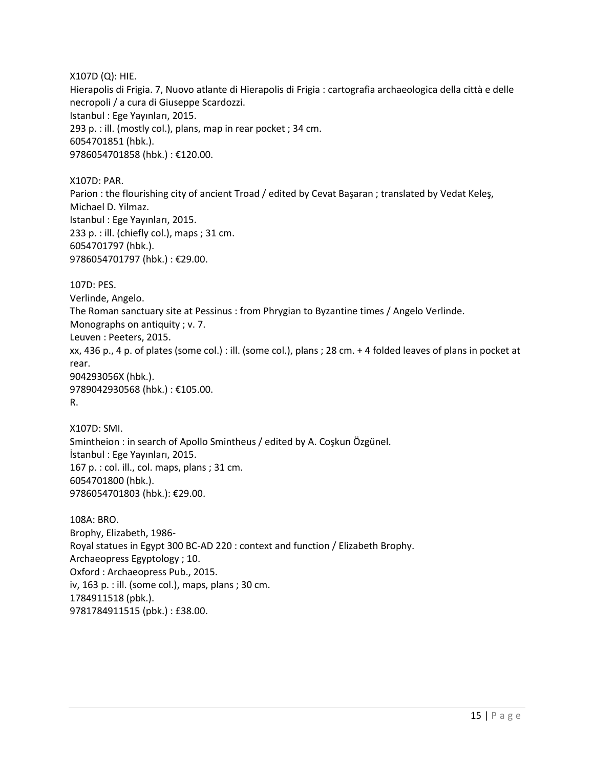X107D (Q): HIE.
Hierapolis di Frigia. 7, Nuovo atlante di Hierapolis di Frigia : cartografia archaeologica della città e delle necropoli / a cura di Giuseppe Scardozzi.
Istanbul : Ege Yayınları, 2015.
293 p. : ill. (mostly col.), plans, map in rear pocket ; 34 cm.
6054701851 (hbk.).
9786054701858 (hbk.) : €120.00.

X107D: PAR.
Parion : the flourishing city of ancient Troad / edited by Cevat Başaran ; translated by Vedat Keleş, Michael D. Yilmaz.
Istanbul : Ege Yayınları, 2015.
233 p. : ill. (chiefly col.), maps ; 31 cm.
6054701797 (hbk.).
9786054701797 (hbk.) : €29.00.

107D: PES.
Verlinde, Angelo.
The Roman sanctuary site at Pessinus : from Phrygian to Byzantine times / Angelo Verlinde.
Monographs on antiquity ; v. 7.
Leuven : Peeters, 2015.
xx, 436 p., 4 p. of plates (some col.) : ill. (some col.), plans ; 28 cm. + 4 folded leaves of plans in pocket at rear.
904293056X (hbk.).
9789042930568 (hbk.) : €105.00.
R.

X107D: SMI.
Smintheion : in search of Apollo Smintheus / edited by A. Coşkun Özgünel.
İstanbul : Ege Yayınları, 2015.
167 p. : col. ill., col. maps, plans ; 31 cm.
6054701800 (hbk.).
9786054701803 (hbk.): €29.00.

108A: BRO.
Brophy, Elizabeth, 1986-
Royal statues in Egypt 300 BC-AD 220 : context and function / Elizabeth Brophy.
Archaeopress Egyptology ; 10.
Oxford : Archaeopress Pub., 2015.
iv, 163 p. : ill. (some col.), maps, plans ; 30 cm.
1784911518 (pbk.).
9781784911515 (pbk.) : £38.00.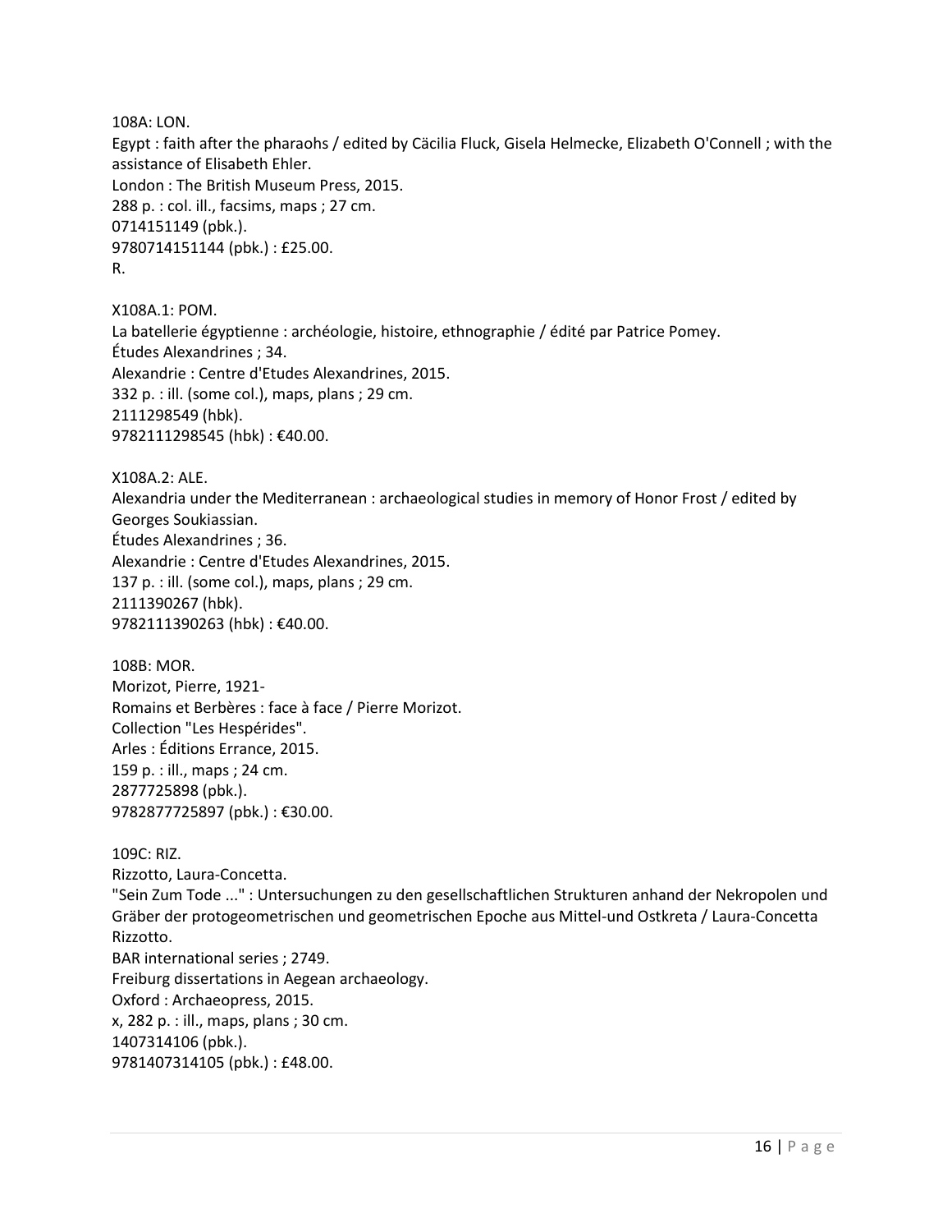108A: LON.
Egypt : faith after the pharaohs / edited by Cäcilia Fluck, Gisela Helmecke, Elizabeth O'Connell ; with the assistance of Elisabeth Ehler.
London : The British Museum Press, 2015.
288 p. : col. ill., facsims, maps ; 27 cm.
0714151149 (pbk.).
9780714151144 (pbk.) : £25.00.
R.

X108A.1: POM.
La batellerie égyptienne : archéologie, histoire, ethnographie / édité par Patrice Pomey.
Études Alexandrines ; 34.
Alexandrie : Centre d'Etudes Alexandrines, 2015.
332 p. : ill. (some col.), maps, plans ; 29 cm.
2111298549 (hbk).
9782111298545 (hbk) : €40.00.

X108A.2: ALE.
Alexandria under the Mediterranean : archaeological studies in memory of Honor Frost / edited by Georges Soukiassian.
Études Alexandrines ; 36.
Alexandrie : Centre d'Etudes Alexandrines, 2015.
137 p. : ill. (some col.), maps, plans ; 29 cm.
2111390267 (hbk).
9782111390263 (hbk) : €40.00.

108B: MOR.
Morizot, Pierre, 1921-
Romains et Berbères : face à face / Pierre Morizot.
Collection "Les Hespérides".
Arles : Éditions Errance, 2015.
159 p. : ill., maps ; 24 cm.
2877725898 (pbk.).
9782877725897 (pbk.) : €30.00.

109C: RIZ.
Rizzotto, Laura-Concetta.
"Sein Zum Tode ..." : Untersuchungen zu den gesellschaftlichen Strukturen anhand der Nekropolen und Gräber der protogeometrischen und geometrischen Epoche aus Mittel-und Ostkreta / Laura-Concetta Rizzotto.
BAR international series ; 2749.
Freiburg dissertations in Aegean archaeology.
Oxford : Archaeopress, 2015.
x, 282 p. : ill., maps, plans ; 30 cm.
1407314106 (pbk.).
9781407314105 (pbk.) : £48.00.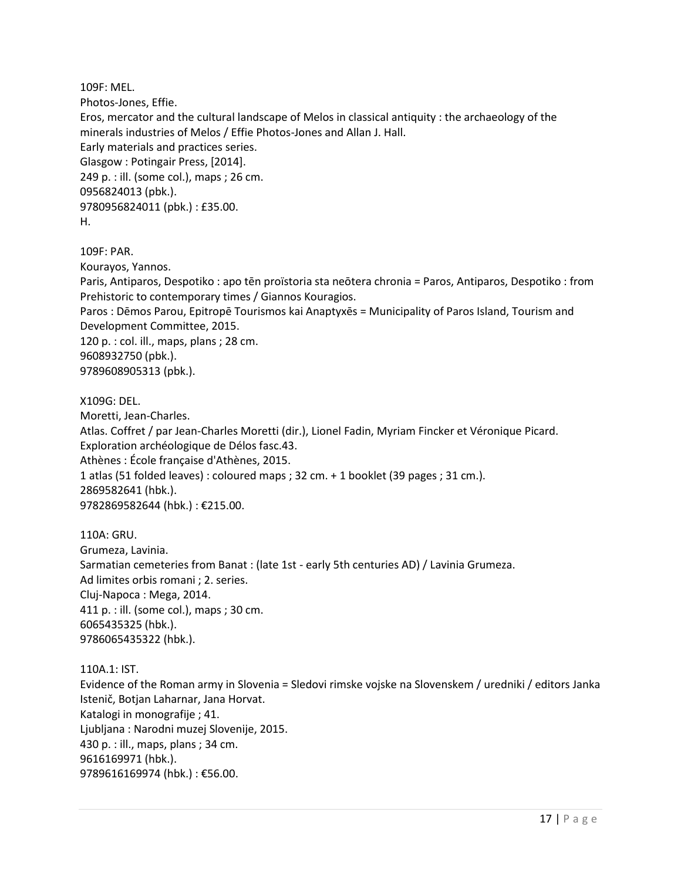109F: MEL.
Photos-Jones, Effie.
Eros, mercator and the cultural landscape of Melos in classical antiquity : the archaeology of the minerals industries of Melos / Effie Photos-Jones and Allan J. Hall.
Early materials and practices series.
Glasgow : Potingair Press, [2014].
249 p. : ill. (some col.), maps ; 26 cm.
0956824013 (pbk.).
9780956824011 (pbk.) : £35.00.
H.

109F: PAR.
Kourayos, Yannos.
Paris, Antiparos, Despotiko : apo tēn proïstoria sta neōtera chronia = Paros, Antiparos, Despotiko : from Prehistoric to contemporary times / Giannos Kouragios.
Paros : Dēmos Parou, Epitropē Tourismos kai Anaptyxēs = Municipality of Paros Island, Tourism and Development Committee, 2015.
120 p. : col. ill., maps, plans ; 28 cm.
9608932750 (pbk.).
9789608905313 (pbk.).

X109G: DEL.
Moretti, Jean-Charles.
Atlas. Coffret / par Jean-Charles Moretti (dir.), Lionel Fadin, Myriam Fincker et Véronique Picard.
Exploration archéologique de Délos fasc.43.
Athènes : École française d'Athènes, 2015.
1 atlas (51 folded leaves) : coloured maps ; 32 cm. + 1 booklet (39 pages ; 31 cm.).
2869582641 (hbk.).
9782869582644 (hbk.) : €215.00.

110A: GRU.
Grumeza, Lavinia.
Sarmatian cemeteries from Banat : (late 1st - early 5th centuries AD) / Lavinia Grumeza.
Ad limites orbis romani ; 2. series.
Cluj-Napoca : Mega, 2014.
411 p. : ill. (some col.), maps ; 30 cm.
6065435325 (hbk.).
9786065435322 (hbk.).

110A.1: IST.
Evidence of the Roman army in Slovenia = Sledovi rimske vojske na Slovenskem / uredniki / editors Janka Istenič, Botjan Laharnar, Jana Horvat.
Katalogi in monografije ; 41.
Ljubljana : Narodni muzej Slovenije, 2015.
430 p. : ill., maps, plans ; 34 cm.
9616169971 (hbk.).
9789616169974 (hbk.) : €56.00.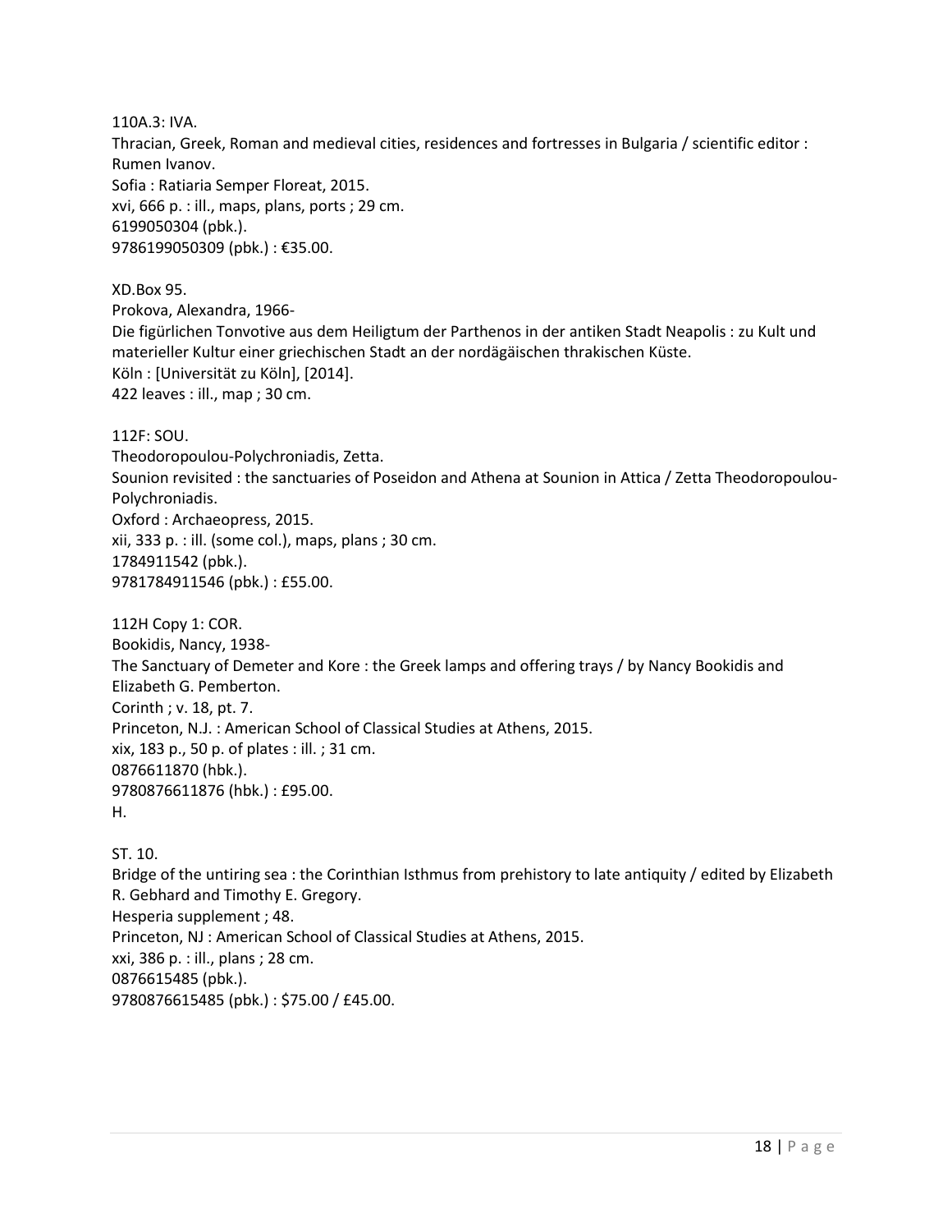110A.3: IVA.
Thracian, Greek, Roman and medieval cities, residences and fortresses in Bulgaria / scientific editor : Rumen Ivanov.
Sofia : Ratiaria Semper Floreat, 2015.
xvi, 666 p. : ill., maps, plans, ports ; 29 cm.
6199050304 (pbk.).
9786199050309 (pbk.) : €35.00.

XD.Box 95.
Prokova, Alexandra, 1966-
Die figürlichen Tonvotive aus dem Heiligtum der Parthenos in der antiken Stadt Neapolis : zu Kult und materieller Kultur einer griechischen Stadt an der nordägäischen thrakischen Küste.
Köln : [Universität zu Köln], [2014].
422 leaves : ill., map ; 30 cm.

112F: SOU.
Theodoropoulou-Polychroniadis, Zetta.
Sounion revisited : the sanctuaries of Poseidon and Athena at Sounion in Attica / Zetta Theodoropoulou-Polychroniadis.
Oxford : Archaeopress, 2015.
xii, 333 p. : ill. (some col.), maps, plans ; 30 cm.
1784911542 (pbk.).
9781784911546 (pbk.) : £55.00.

112H Copy 1: COR.
Bookidis, Nancy, 1938-
The Sanctuary of Demeter and Kore : the Greek lamps and offering trays / by Nancy Bookidis and Elizabeth G. Pemberton.
Corinth ; v. 18, pt. 7.
Princeton, N.J. : American School of Classical Studies at Athens, 2015.
xix, 183 p., 50 p. of plates : ill. ; 31 cm.
0876611870 (hbk.).
9780876611876 (hbk.) : £95.00.
H.

ST. 10.
Bridge of the untiring sea : the Corinthian Isthmus from prehistory to late antiquity / edited by Elizabeth R. Gebhard and Timothy E. Gregory.
Hesperia supplement ; 48.
Princeton, NJ : American School of Classical Studies at Athens, 2015.
xxi, 386 p. : ill., plans ; 28 cm.
0876615485 (pbk.).
9780876615485 (pbk.) : $75.00 / £45.00.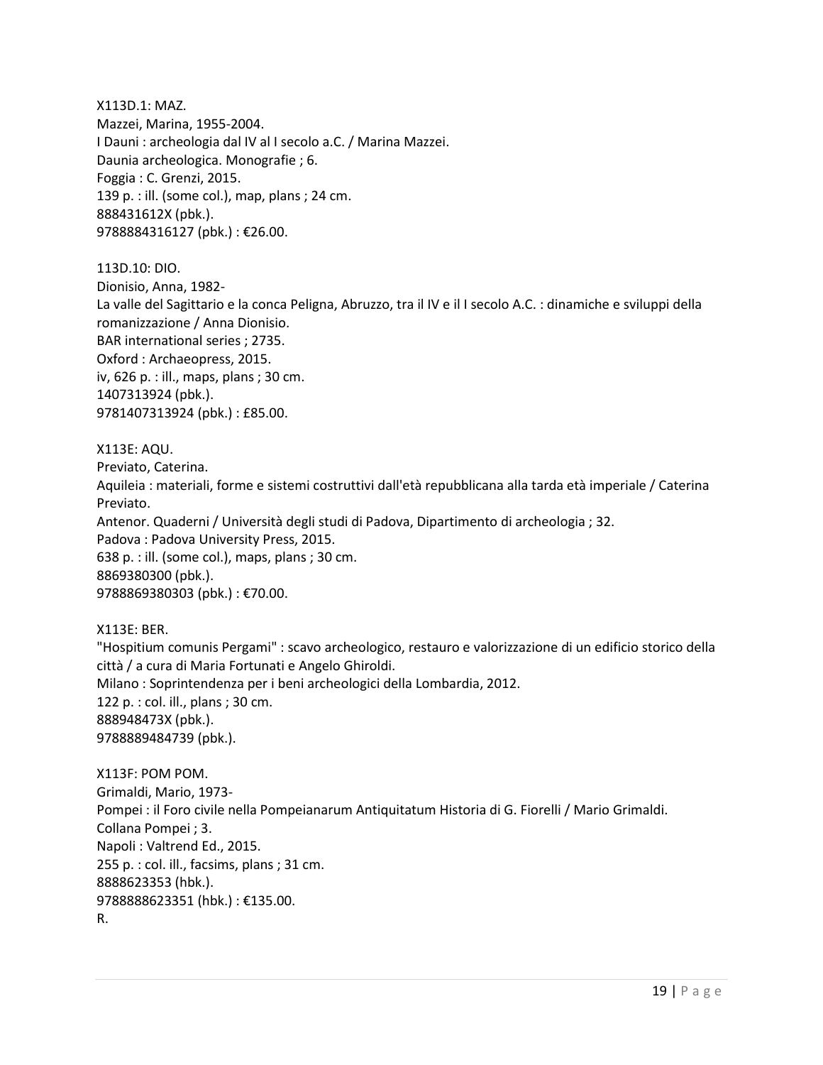X113D.1: MAZ.
Mazzei, Marina, 1955-2004.
I Dauni : archeologia dal IV al I secolo a.C. / Marina Mazzei.
Daunia archeologica. Monografie ; 6.
Foggia : C. Grenzi, 2015.
139 p. : ill. (some col.), map, plans ; 24 cm.
888431612X (pbk.).
9788884316127 (pbk.) : €26.00.

113D.10: DIO.
Dionisio, Anna, 1982-
La valle del Sagittario e la conca Peligna, Abruzzo, tra il IV e il I secolo A.C. : dinamiche e sviluppi della romanizzazione / Anna Dionisio.
BAR international series ; 2735.
Oxford : Archaeopress, 2015.
iv, 626 p. : ill., maps, plans ; 30 cm.
1407313924 (pbk.).
9781407313924 (pbk.) : £85.00.

X113E: AQU.
Previato, Caterina.
Aquileia : materiali, forme e sistemi costruttivi dall'età repubblicana alla tarda età imperiale / Caterina Previato.
Antenor. Quaderni / Università degli studi di Padova, Dipartimento di archeologia ; 32.
Padova : Padova University Press, 2015.
638 p. : ill. (some col.), maps, plans ; 30 cm.
8869380300 (pbk.).
9788869380303 (pbk.) : €70.00.

X113E: BER.
"Hospitium comunis Pergami" : scavo archeologico, restauro e valorizzazione di un edificio storico della città / a cura di Maria Fortunati e Angelo Ghiroldi.
Milano : Soprintendenza per i beni archeologici della Lombardia, 2012.
122 p. : col. ill., plans ; 30 cm.
888948473X (pbk.).
9788889484739 (pbk.).

X113F: POM POM.
Grimaldi, Mario, 1973-
Pompei : il Foro civile nella Pompeianarum Antiquitatum Historia di G. Fiorelli / Mario Grimaldi.
Collana Pompei ; 3.
Napoli : Valtrend Ed., 2015.
255 p. : col. ill., facsims, plans ; 31 cm.
8888623353 (hbk.).
9788888623351 (hbk.) : €135.00.
R.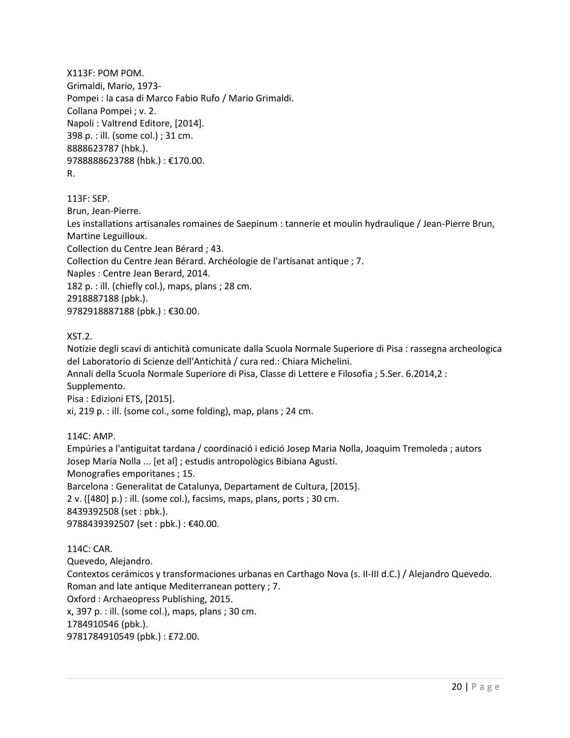X113F: POM POM.
Grimaldi, Mario, 1973-
Pompei : la casa di Marco Fabio Rufo / Mario Grimaldi.
Collana Pompei ; v. 2.
Napoli : Valtrend Editore, [2014].
398 p. : ill. (some col.) ; 31 cm.
8888623787 (hbk.).
9788888623788 (hbk.) : €170.00.
R.

113F: SEP.
Brun, Jean-Pierre.
Les installations artisanales romaines de Saepinum : tannerie et moulin hydraulique / Jean-Pierre Brun, Martine Leguilloux.
Collection du Centre Jean Bérard ; 43.
Collection du Centre Jean Bérard. Archéologie de l'artisanat antique ; 7.
Naples : Centre Jean Berard, 2014.
182 p. : ill. (chiefly col.), maps, plans ; 28 cm.
2918887188 (pbk.).
9782918887188 (pbk.) : €30.00.

XST.2.
Notizie degli scavi di antichità comunicate dalla Scuola Normale Superiore di Pisa : rassegna archeologica del Laboratorio di Scienze dell'Antichità / cura red.: Chiara Michelini.
Annali della Scuola Normale Superiore di Pisa, Classe di Lettere e Filosofia ; 5.Ser. 6.2014,2 : Supplemento.
Pisa : Edizioni ETS, [2015].
xi, 219 p. : ill. (some col., some folding), map, plans ; 24 cm.

114C: AMP.
Empúries a l'antiguitat tardana / coordinació i edició Josep Maria Nolla, Joaquim Tremoleda ; autors Josep Maria Nolla ... [et al] ; estudis antropològics Bibiana Agustí.
Monografies emporitanes ; 15.
Barcelona : Generalitat de Catalunya, Departament de Cultura, [2015].
2 v. ([480] p.) : ill. (some col.), facsims, maps, plans, ports ; 30 cm.
8439392508 (set : pbk.).
9788439392507 (set : pbk.) : €40.00.

114C: CAR.
Quevedo, Alejandro.
Contextos cerámicos y transformaciones urbanas en Carthago Nova (s. II-III d.C.) / Alejandro Quevedo.
Roman and late antique Mediterranean pottery ; 7.
Oxford : Archaeopress Publishing, 2015.
x, 397 p. : ill. (some col.), maps, plans ; 30 cm.
1784910546 (pbk.).
9781784910549 (pbk.) : £72.00.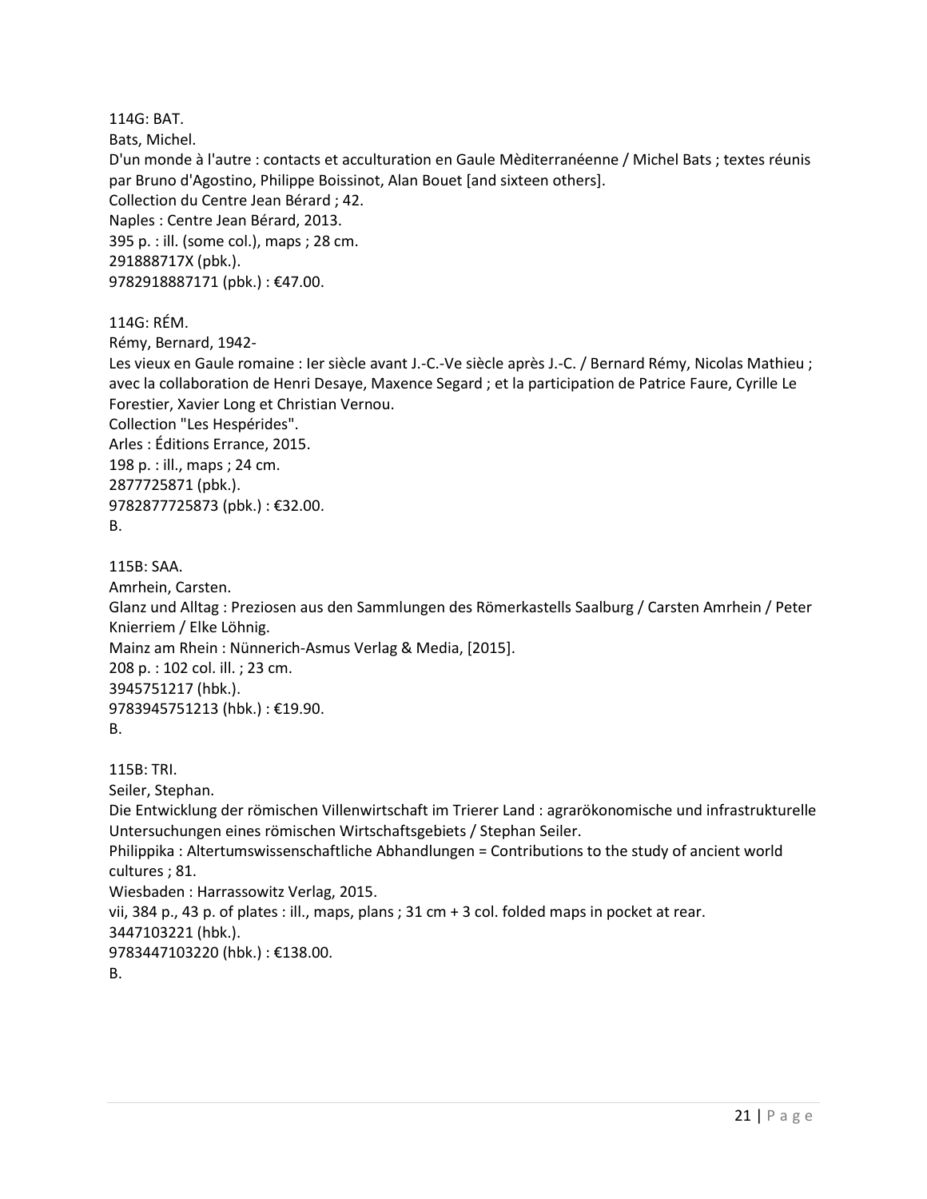114G: BAT.
Bats, Michel.
D'un monde à l'autre : contacts et acculturation en Gaule Mèditerranéenne / Michel Bats ; textes réunis par Bruno d'Agostino, Philippe Boissinot, Alan Bouet [and sixteen others].
Collection du Centre Jean Bérard ; 42.
Naples : Centre Jean Bérard, 2013.
395 p. : ill. (some col.), maps ; 28 cm.
291888717X (pbk.).
9782918887171 (pbk.) : €47.00.

114G: RÉM.
Rémy, Bernard, 1942-
Les vieux en Gaule romaine : Ier siècle avant J.-C.-Ve siècle après J.-C. / Bernard Rémy, Nicolas Mathieu ; avec la collaboration de Henri Desaye, Maxence Segard ; et la participation de Patrice Faure, Cyrille Le Forestier, Xavier Long et Christian Vernou.
Collection "Les Hespérides".
Arles : Éditions Errance, 2015.
198 p. : ill., maps ; 24 cm.
2877725871 (pbk.).
9782877725873 (pbk.) : €32.00.
B.

115B: SAA.
Amrhein, Carsten.
Glanz und Alltag : Preziosen aus den Sammlungen des Römerkastells Saalburg / Carsten Amrhein / Peter Knierriem / Elke Löhnig.
Mainz am Rhein : Nünnerich-Asmus Verlag & Media, [2015].
208 p. : 102 col. ill. ; 23 cm.
3945751217 (hbk.).
9783945751213 (hbk.) : €19.90.
B.

115B: TRI.
Seiler, Stephan.
Die Entwicklung der römischen Villenwirtschaft im Trierer Land : agrarökonomische und infrastrukturelle Untersuchungen eines römischen Wirtschaftsgebiets / Stephan Seiler.
Philippika : Altertumswissenschaftliche Abhandlungen = Contributions to the study of ancient world cultures ; 81.
Wiesbaden : Harrassowitz Verlag, 2015.
vii, 384 p., 43 p. of plates : ill., maps, plans ; 31 cm + 3 col. folded maps in pocket at rear.
3447103221 (hbk.).
9783447103220 (hbk.) : €138.00.
B.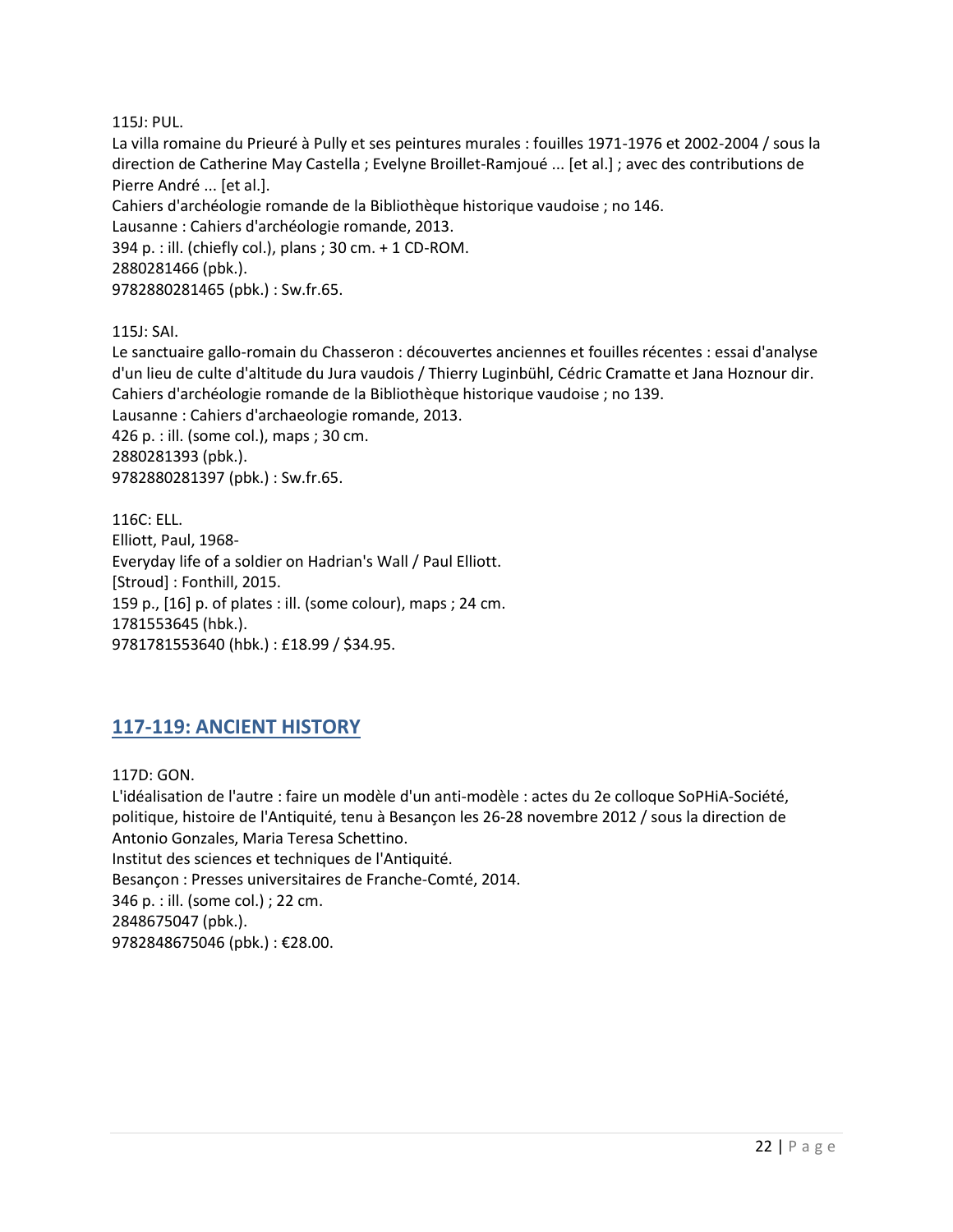115J: PUL.
La villa romaine du Prieuré à Pully et ses peintures murales : fouilles 1971-1976 et 2002-2004 / sous la direction de Catherine May Castella ; Evelyne Broillet-Ramjoué ... [et al.] ; avec des contributions de Pierre André ... [et al.].
Cahiers d'archéologie romande de la Bibliothèque historique vaudoise ; no 146.
Lausanne : Cahiers d'archéologie romande, 2013.
394 p. : ill. (chiefly col.), plans ; 30 cm. + 1 CD-ROM.
2880281466 (pbk.).
9782880281465 (pbk.) : Sw.fr.65.

115J: SAI.
Le sanctuaire gallo-romain du Chasseron : découvertes anciennes et fouilles récentes : essai d'analyse d'un lieu de culte d'altitude du Jura vaudois / Thierry Luginbühl, Cédric Cramatte et Jana Hoznour dir.
Cahiers d'archéologie romande de la Bibliothèque historique vaudoise ; no 139.
Lausanne : Cahiers d'archaeologie romande, 2013.
426 p. : ill. (some col.), maps ; 30 cm.
2880281393 (pbk.).
9782880281397 (pbk.) : Sw.fr.65.

116C: ELL.
Elliott, Paul, 1968-
Everyday life of a soldier on Hadrian's Wall / Paul Elliott.
[Stroud] : Fonthill, 2015.
159 p., [16] p. of plates : ill. (some colour), maps ; 24 cm.
1781553645 (hbk.).
9781781553640 (hbk.) : £18.99 / $34.95.

## 117-119: ANCIENT HISTORY

117D: GON.
L'idéalisation de l'autre : faire un modèle d'un anti-modèle : actes du 2e colloque SoPHiA-Société, politique, histoire de l'Antiquité, tenu à Besançon les 26-28 novembre 2012 / sous la direction de Antonio Gonzales, Maria Teresa Schettino.
Institut des sciences et techniques de l'Antiquité.
Besançon : Presses universitaires de Franche-Comté, 2014.
346 p. : ill. (some col.) ; 22 cm.
2848675047 (pbk.).
9782848675046 (pbk.) : €28.00.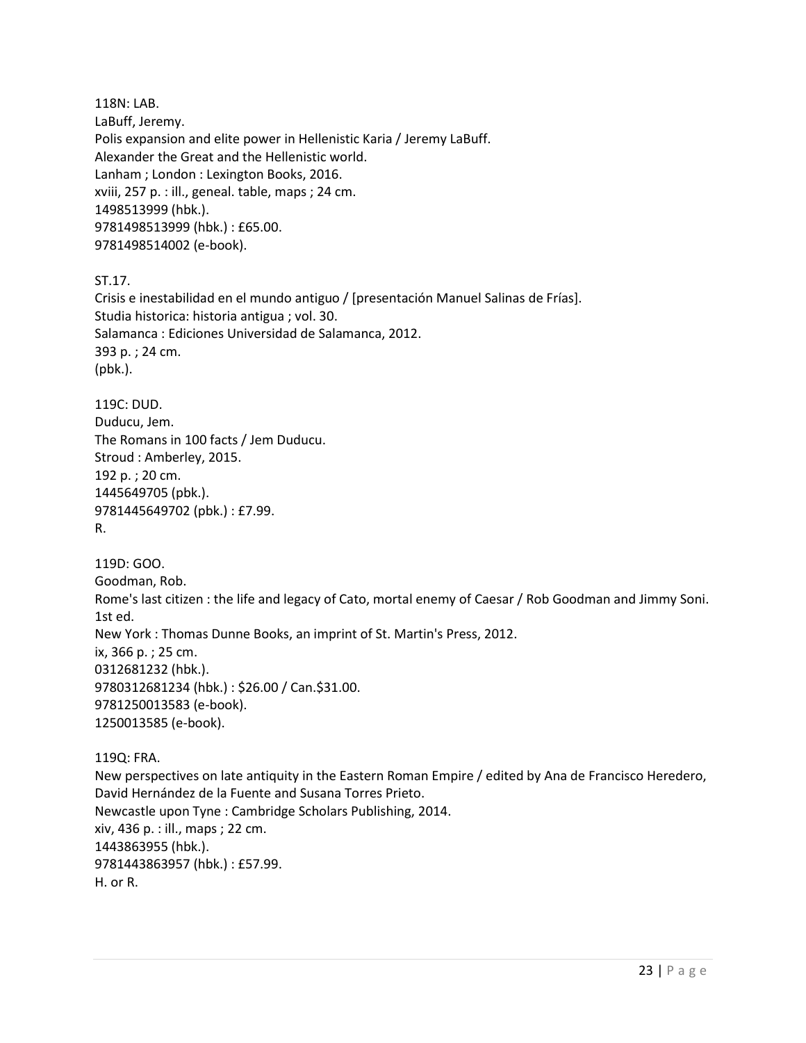118N: LAB.
LaBuff, Jeremy.
Polis expansion and elite power in Hellenistic Karia / Jeremy LaBuff.
Alexander the Great and the Hellenistic world.
Lanham ; London : Lexington Books, 2016.
xviii, 257 p. : ill., geneal. table, maps ; 24 cm.
1498513999 (hbk.).
9781498513999 (hbk.) : £65.00.
9781498514002 (e-book).

ST.17.
Crisis e inestabilidad en el mundo antiguo / [presentación Manuel Salinas de Frías].
Studia historica: historia antigua ; vol. 30.
Salamanca : Ediciones Universidad de Salamanca, 2012.
393 p. ; 24 cm.
(pbk.).

119C: DUD.
Duducu, Jem.
The Romans in 100 facts / Jem Duducu.
Stroud : Amberley, 2015.
192 p. ; 20 cm.
1445649705 (pbk.).
9781445649702 (pbk.) : £7.99.
R.

119D: GOO.
Goodman, Rob.
Rome's last citizen : the life and legacy of Cato, mortal enemy of Caesar / Rob Goodman and Jimmy Soni.
1st ed.
New York : Thomas Dunne Books, an imprint of St. Martin's Press, 2012.
ix, 366 p. ; 25 cm.
0312681232 (hbk.).
9780312681234 (hbk.) : $26.00 / Can.$31.00.
9781250013583 (e-book).
1250013585 (e-book).

119Q: FRA.
New perspectives on late antiquity in the Eastern Roman Empire / edited by Ana de Francisco Heredero, David Hernández de la Fuente and Susana Torres Prieto.
Newcastle upon Tyne : Cambridge Scholars Publishing, 2014.
xiv, 436 p. : ill., maps ; 22 cm.
1443863955 (hbk.).
9781443863957 (hbk.) : £57.99.
H. or R.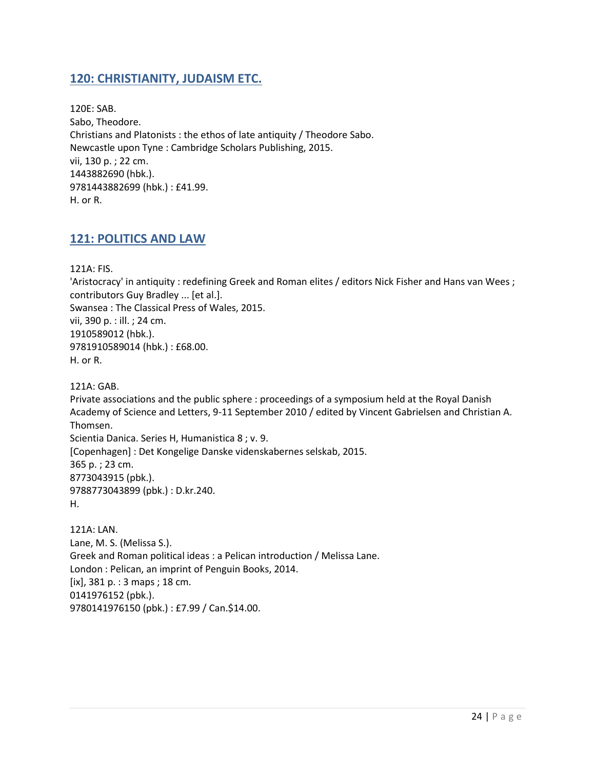## 120: CHRISTIANITY, JUDAISM ETC.

120E: SAB.
Sabo, Theodore.
Christians and Platonists : the ethos of late antiquity / Theodore Sabo.
Newcastle upon Tyne : Cambridge Scholars Publishing, 2015.
vii, 130 p. ; 22 cm.
1443882690 (hbk.).
9781443882699 (hbk.) : £41.99.
H. or R.

## 121: POLITICS AND LAW

121A: FIS.
'Aristocracy' in antiquity : redefining Greek and Roman elites / editors Nick Fisher and Hans van Wees ; contributors Guy Bradley ... [et al.].
Swansea : The Classical Press of Wales, 2015.
vii, 390 p. : ill. ; 24 cm.
1910589012 (hbk.).
9781910589014 (hbk.) : £68.00.
H. or R.

121A: GAB.
Private associations and the public sphere : proceedings of a symposium held at the Royal Danish Academy of Science and Letters, 9-11 September 2010 / edited by Vincent Gabrielsen and Christian A. Thomsen.
Scientia Danica. Series H, Humanistica 8 ; v. 9.
[Copenhagen] : Det Kongelige Danske videnskabernes selskab, 2015.
365 p. ; 23 cm.
8773043915 (pbk.).
9788773043899 (pbk.) : D.kr.240.
H.

121A: LAN.
Lane, M. S. (Melissa S.).
Greek and Roman political ideas : a Pelican introduction / Melissa Lane.
London : Pelican, an imprint of Penguin Books, 2014.
[ix], 381 p. : 3 maps ; 18 cm.
0141976152 (pbk.).
9780141976150 (pbk.) : £7.99 / Can.$14.00.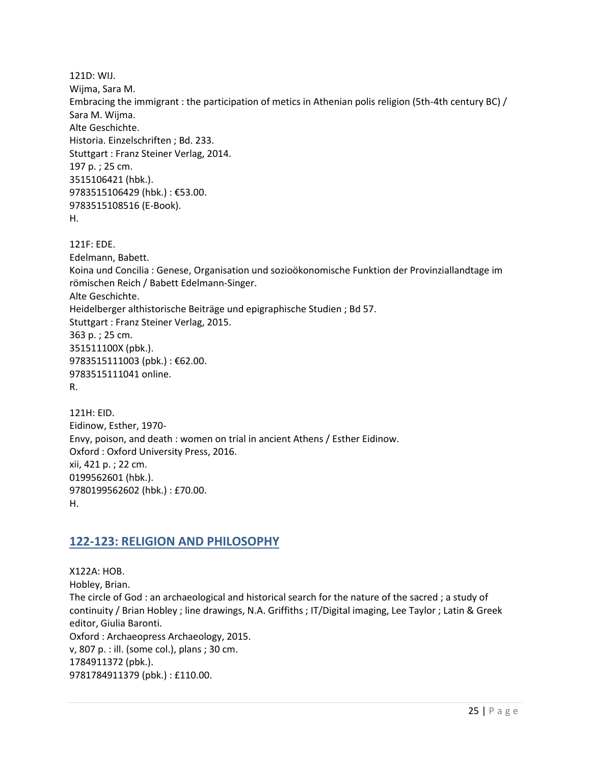121D: WIJ.
Wijma, Sara M.
Embracing the immigrant : the participation of metics in Athenian polis religion (5th-4th century BC) / Sara M. Wijma.
Alte Geschichte.
Historia. Einzelschriften ; Bd. 233.
Stuttgart : Franz Steiner Verlag, 2014.
197 p. ; 25 cm.
3515106421 (hbk.).
9783515106429 (hbk.) : €53.00.
9783515108516 (E-Book).
H.

121F: EDE.
Edelmann, Babett.
Koina und Concilia : Genese, Organisation und sozioökonomische Funktion der Provinziallandtage im römischen Reich / Babett Edelmann-Singer.
Alte Geschichte.
Heidelberger althistorische Beiträge und epigraphische Studien ; Bd 57.
Stuttgart : Franz Steiner Verlag, 2015.
363 p. ; 25 cm.
351511100X (pbk.).
9783515111003 (pbk.) : €62.00.
9783515111041 online.
R.

121H: EID.
Eidinow, Esther, 1970-
Envy, poison, and death : women on trial in ancient Athens / Esther Eidinow.
Oxford : Oxford University Press, 2016.
xii, 421 p. ; 22 cm.
0199562601 (hbk.).
9780199562602 (hbk.) : £70.00.
H.

## 122-123: RELIGION AND PHILOSOPHY

X122A: HOB.
Hobley, Brian.
The circle of God : an archaeological and historical search for the nature of the sacred ; a study of continuity / Brian Hobley ; line drawings, N.A. Griffiths ; IT/Digital imaging, Lee Taylor ; Latin & Greek editor, Giulia Baronti.
Oxford : Archaeopress Archaeology, 2015.
v, 807 p. : ill. (some col.), plans ; 30 cm.
1784911372 (pbk.).
9781784911379 (pbk.) : £110.00.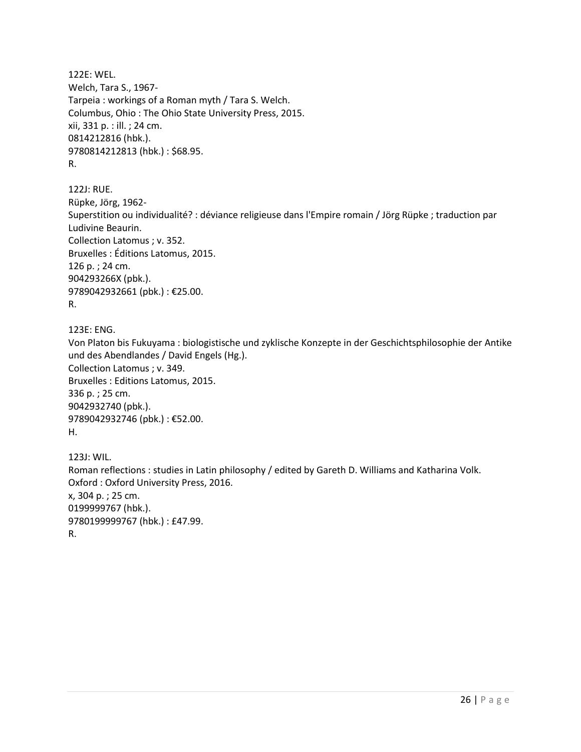122E: WEL.
Welch, Tara S., 1967-
Tarpeia : workings of a Roman myth / Tara S. Welch.
Columbus, Ohio : The Ohio State University Press, 2015.
xii, 331 p. : ill. ; 24 cm.
0814212816 (hbk.).
9780814212813 (hbk.) : $68.95.
R.

122J: RUE.
Rüpke, Jörg, 1962-
Superstition ou individualité? : déviance religieuse dans l'Empire romain / Jörg Rüpke ; traduction par Ludivine Beaurin.
Collection Latomus ; v. 352.
Bruxelles : Éditions Latomus, 2015.
126 p. ; 24 cm.
904293266X (pbk.).
9789042932661 (pbk.) : €25.00.
R.

123E: ENG.
Von Platon bis Fukuyama : biologistische und zyklische Konzepte in der Geschichtsphilosophie der Antike und des Abendlandes / David Engels (Hg.).
Collection Latomus ; v. 349.
Bruxelles : Editions Latomus, 2015.
336 p. ; 25 cm.
9042932740 (pbk.).
9789042932746 (pbk.) : €52.00.
H.

123J: WIL.
Roman reflections : studies in Latin philosophy / edited by Gareth D. Williams and Katharina Volk.
Oxford : Oxford University Press, 2016.
x, 304 p. ; 25 cm.
0199999767 (hbk.).
9780199999767 (hbk.) : £47.99.
R.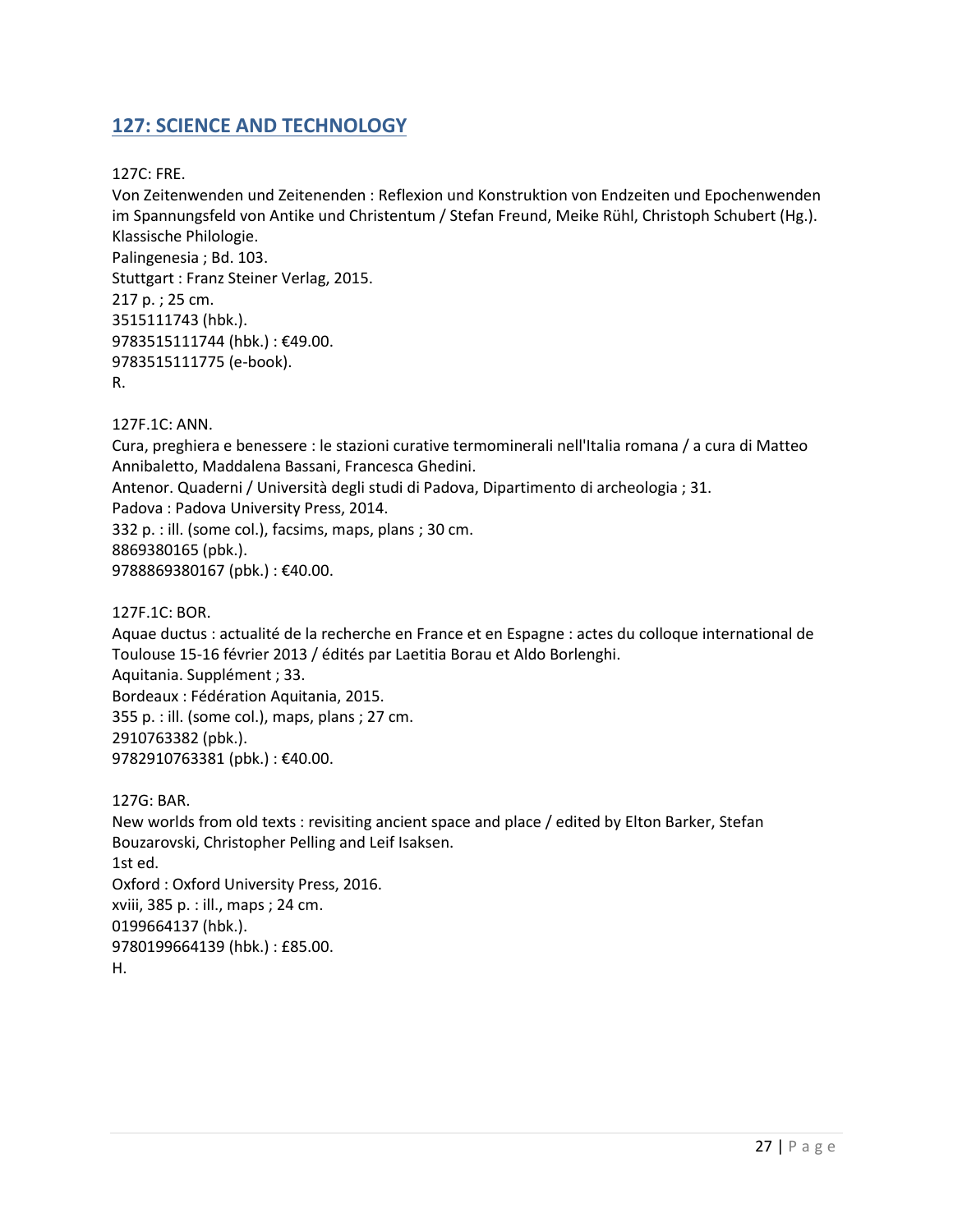## 127: SCIENCE AND TECHNOLOGY

127C: FRE.
Von Zeitenwenden und Zeitenenden : Reflexion und Konstruktion von Endzeiten und Epochenwenden im Spannungsfeld von Antike und Christentum / Stefan Freund, Meike Rühl, Christoph Schubert (Hg.).
Klassische Philologie.
Palingenesia ; Bd. 103.
Stuttgart : Franz Steiner Verlag, 2015.
217 p. ; 25 cm.
3515111743 (hbk.).
9783515111744 (hbk.) : €49.00.
9783515111775 (e-book).
R.

127F.1C: ANN.
Cura, preghiera e benessere : le stazioni curative termominerali nell'Italia romana / a cura di Matteo Annibaletto, Maddalena Bassani, Francesca Ghedini.
Antenor. Quaderni / Università degli studi di Padova, Dipartimento di archeologia ; 31.
Padova : Padova University Press, 2014.
332 p. : ill. (some col.), facsims, maps, plans ; 30 cm.
8869380165 (pbk.).
9788869380167 (pbk.) : €40.00.

127F.1C: BOR.
Aquae ductus : actualité de la recherche en France et en Espagne : actes du colloque international de Toulouse 15-16 février 2013 / édités par Laetitia Borau et Aldo Borlenghi.
Aquitania. Supplément ; 33.
Bordeaux : Fédération Aquitania, 2015.
355 p. : ill. (some col.), maps, plans ; 27 cm.
2910763382 (pbk.).
9782910763381 (pbk.) : €40.00.

127G: BAR.
New worlds from old texts : revisiting ancient space and place / edited by Elton Barker, Stefan Bouzarovski, Christopher Pelling and Leif Isaksen.
1st ed.
Oxford : Oxford University Press, 2016.
xviii, 385 p. : ill., maps ; 24 cm.
0199664137 (hbk.).
9780199664139 (hbk.) : £85.00.
H.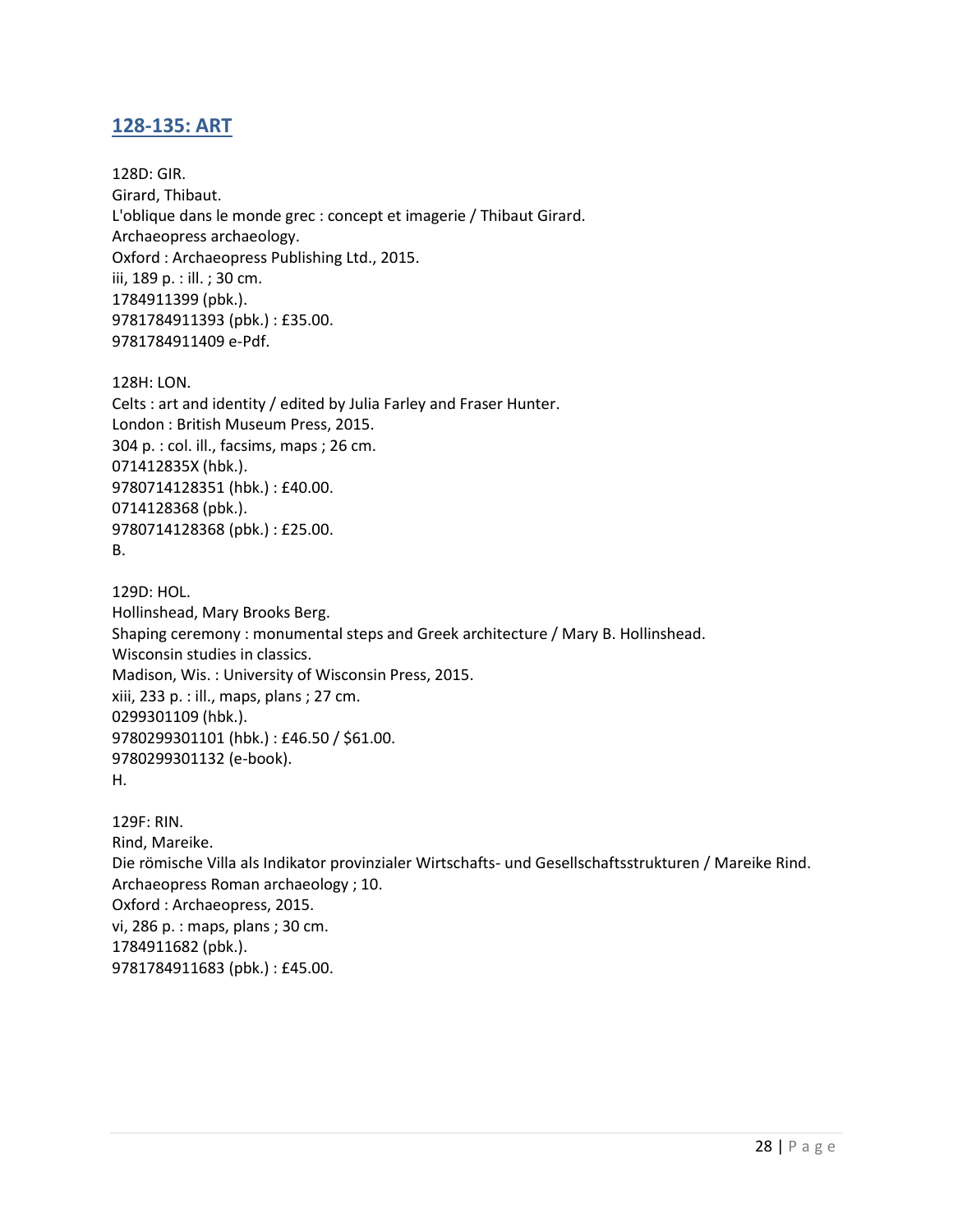## 128-135: ART

128D: GIR.
Girard, Thibaut.
L'oblique dans le monde grec : concept et imagerie / Thibaut Girard.
Archaeopress archaeology.
Oxford : Archaeopress Publishing Ltd., 2015.
iii, 189 p. : ill. ; 30 cm.
1784911399 (pbk.).
9781784911393 (pbk.) : £35.00.
9781784911409 e-Pdf.

128H: LON.
Celts : art and identity / edited by Julia Farley and Fraser Hunter.
London : British Museum Press, 2015.
304 p. : col. ill., facsims, maps ; 26 cm.
071412835X (hbk.).
9780714128351 (hbk.) : £40.00.
0714128368 (pbk.).
9780714128368 (pbk.) : £25.00.
B.

129D: HOL.
Hollinshead, Mary Brooks Berg.
Shaping ceremony : monumental steps and Greek architecture / Mary B. Hollinshead.
Wisconsin studies in classics.
Madison, Wis. : University of Wisconsin Press, 2015.
xiii, 233 p. : ill., maps, plans ; 27 cm.
0299301109 (hbk.).
9780299301101 (hbk.) : £46.50 / $61.00.
9780299301132 (e-book).
H.

129F: RIN.
Rind, Mareike.
Die römische Villa als Indikator provinzialer Wirtschafts- und Gesellschaftsstrukturen / Mareike Rind.
Archaeopress Roman archaeology ; 10.
Oxford : Archaeopress, 2015.
vi, 286 p. : maps, plans ; 30 cm.
1784911682 (pbk.).
9781784911683 (pbk.) : £45.00.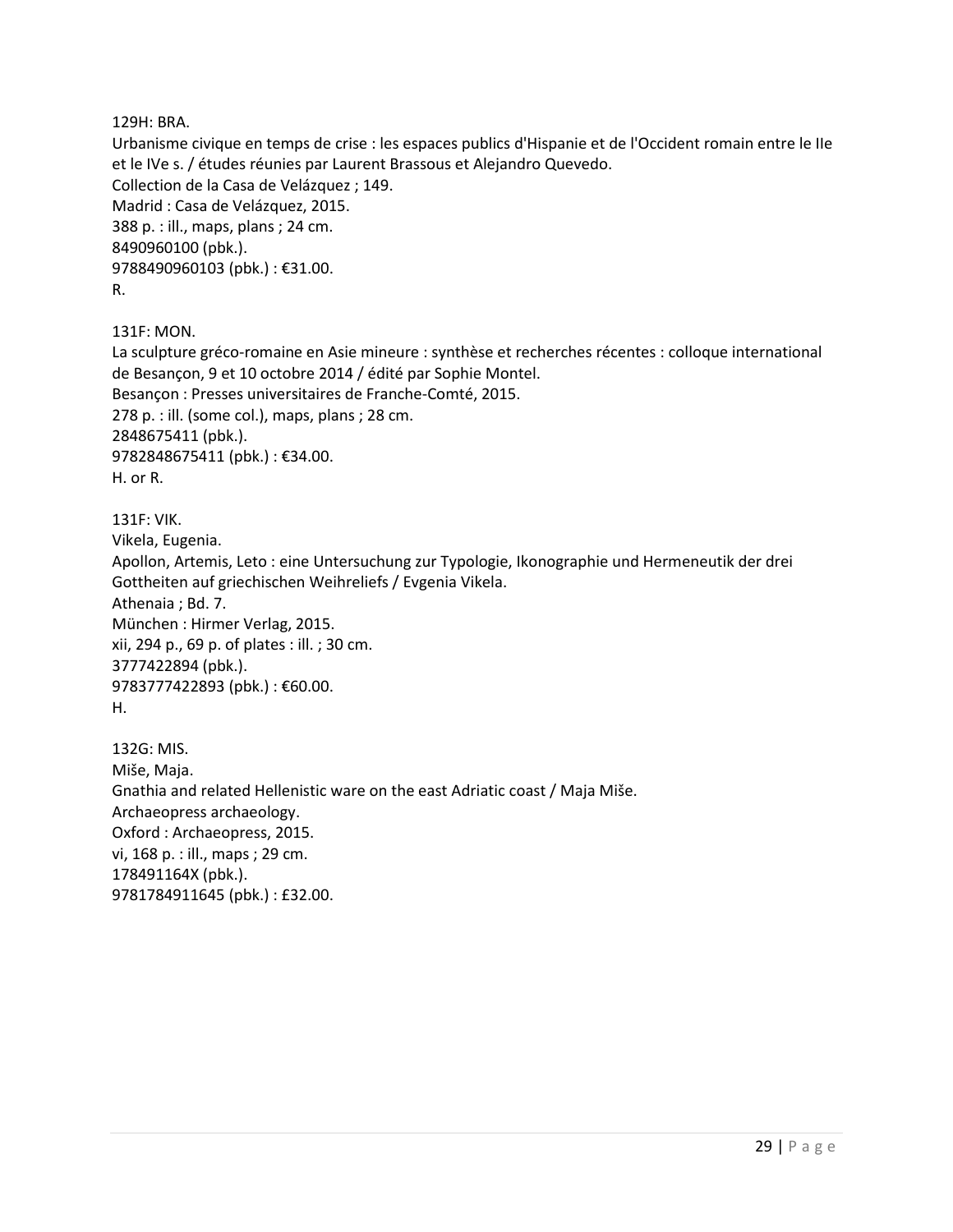129H: BRA.
Urbanisme civique en temps de crise : les espaces publics d'Hispanie et de l'Occident romain entre le IIe et le IVe s. / études réunies par Laurent Brassous et Alejandro Quevedo.
Collection de la Casa de Velázquez ; 149.
Madrid : Casa de Velázquez, 2015.
388 p. : ill., maps, plans ; 24 cm.
8490960100 (pbk.).
9788490960103 (pbk.) : €31.00.
R.

131F: MON.
La sculpture gréco-romaine en Asie mineure : synthèse et recherches récentes : colloque international de Besançon, 9 et 10 octobre 2014 / édité par Sophie Montel.
Besançon : Presses universitaires de Franche-Comté, 2015.
278 p. : ill. (some col.), maps, plans ; 28 cm.
2848675411 (pbk.).
9782848675411 (pbk.) : €34.00.
H. or R.

131F: VIK.
Vikela, Eugenia.
Apollon, Artemis, Leto : eine Untersuchung zur Typologie, Ikonographie und Hermeneutik der drei Gottheiten auf griechischen Weihreliefs / Evgenia Vikela.
Athenaia ; Bd. 7.
München : Hirmer Verlag, 2015.
xii, 294 p., 69 p. of plates : ill. ; 30 cm.
3777422894 (pbk.).
9783777422893 (pbk.) : €60.00.
H.

132G: MIS.
Miše, Maja.
Gnathia and related Hellenistic ware on the east Adriatic coast / Maja Miše.
Archaeopress archaeology.
Oxford : Archaeopress, 2015.
vi, 168 p. : ill., maps ; 29 cm.
178491164X (pbk.).
9781784911645 (pbk.) : £32.00.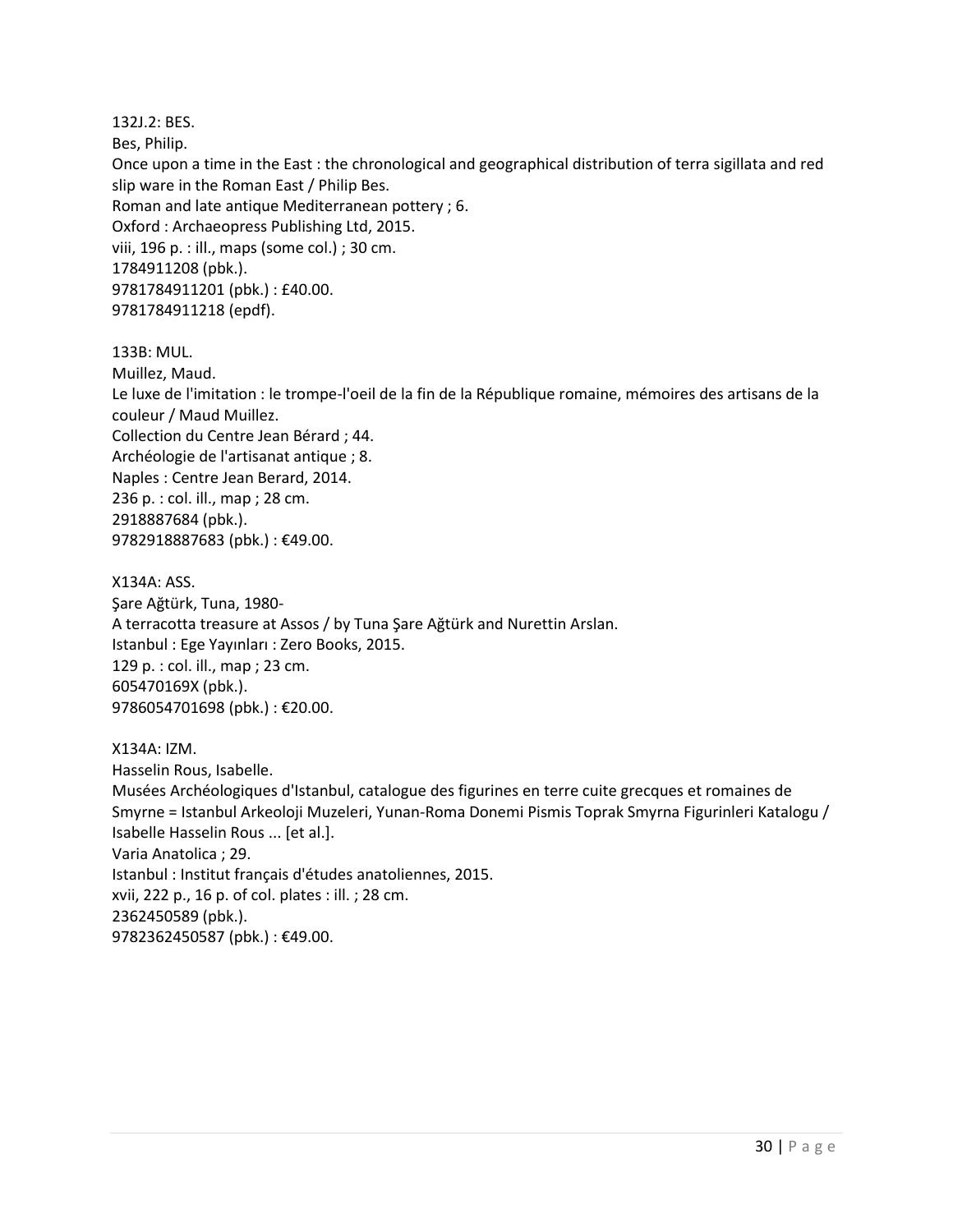132J.2: BES.
Bes, Philip.
Once upon a time in the East : the chronological and geographical distribution of terra sigillata and red slip ware in the Roman East / Philip Bes.
Roman and late antique Mediterranean pottery ; 6.
Oxford : Archaeopress Publishing Ltd, 2015.
viii, 196 p. : ill., maps (some col.) ; 30 cm.
1784911208 (pbk.).
9781784911201 (pbk.) : £40.00.
9781784911218 (epdf).

133B: MUL.
Muillez, Maud.
Le luxe de l'imitation : le trompe-l'oeil de la fin de la République romaine, mémoires des artisans de la couleur / Maud Muillez.
Collection du Centre Jean Bérard ; 44.
Archéologie de l'artisanat antique ; 8.
Naples : Centre Jean Berard, 2014.
236 p. : col. ill., map ; 28 cm.
2918887684 (pbk.).
9782918887683 (pbk.) : €49.00.

X134A: ASS.
Şare Ağtürk, Tuna, 1980-
A terracotta treasure at Assos / by Tuna Şare Ağtürk and Nurettin Arslan.
Istanbul : Ege Yayınları : Zero Books, 2015.
129 p. : col. ill., map ; 23 cm.
605470169X (pbk.).
9786054701698 (pbk.) : €20.00.

X134A: IZM.
Hasselin Rous, Isabelle.
Musées Archéologiques d'Istanbul, catalogue des figurines en terre cuite grecques et romaines de Smyrne = Istanbul Arkeoloji Muzeleri, Yunan-Roma Donemi Pismis Toprak Smyrna Figurinleri Katalogu / Isabelle Hasselin Rous ... [et al.].
Varia Anatolica ; 29.
Istanbul : Institut français d'études anatoliennes, 2015.
xvii, 222 p., 16 p. of col. plates : ill. ; 28 cm.
2362450589 (pbk.).
9782362450587 (pbk.) : €49.00.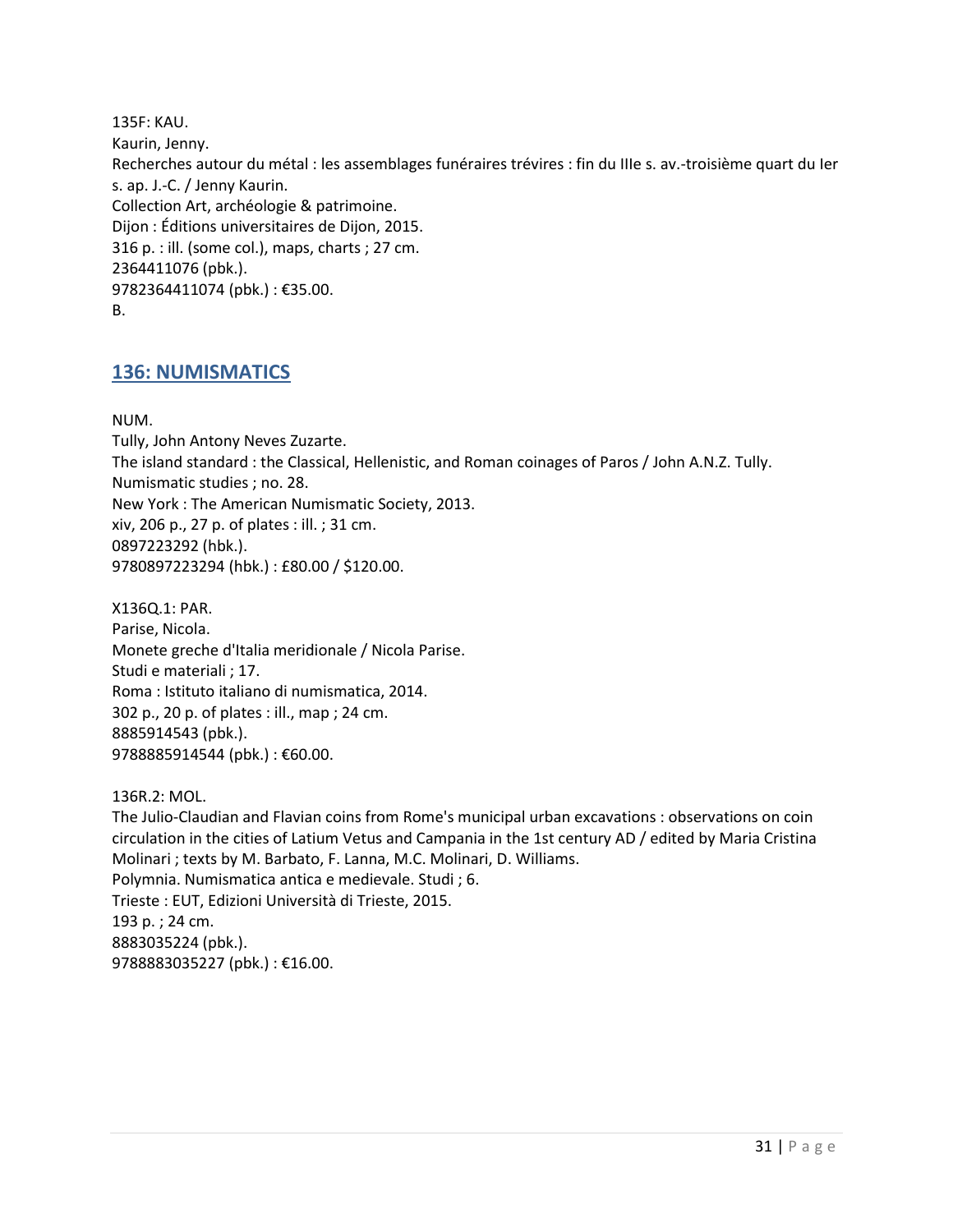135F: KAU.
Kaurin, Jenny.
Recherches autour du métal : les assemblages funéraires trévires : fin du IIIe s. av.-troisième quart du Ier s. ap. J.-C. / Jenny Kaurin.
Collection Art, archéologie & patrimoine.
Dijon : Éditions universitaires de Dijon, 2015.
316 p. : ill. (some col.), maps, charts ; 27 cm.
2364411076 (pbk.).
9782364411074 (pbk.) : €35.00.
B.

## 136: NUMISMATICS

NUM.
Tully, John Antony Neves Zuzarte.
The island standard : the Classical, Hellenistic, and Roman coinages of Paros / John A.N.Z. Tully.
Numismatic studies ; no. 28.
New York : The American Numismatic Society, 2013.
xiv, 206 p., 27 p. of plates : ill. ; 31 cm.
0897223292 (hbk.).
9780897223294 (hbk.) : £80.00 / $120.00.

X136Q.1: PAR.
Parise, Nicola.
Monete greche d'Italia meridionale / Nicola Parise.
Studi e materiali ; 17.
Roma : Istituto italiano di numismatica, 2014.
302 p., 20 p. of plates : ill., map ; 24 cm.
8885914543 (pbk.).
9788885914544 (pbk.) : €60.00.

136R.2: MOL.
The Julio-Claudian and Flavian coins from Rome's municipal urban excavations : observations on coin circulation in the cities of Latium Vetus and Campania in the 1st century AD / edited by Maria Cristina Molinari ; texts by M. Barbato, F. Lanna, M.C. Molinari, D. Williams.
Polymnia. Numismatica antica e medievale. Studi ; 6.
Trieste : EUT, Edizioni Università di Trieste, 2015.
193 p. ; 24 cm.
8883035224 (pbk.).
9788883035227 (pbk.) : €16.00.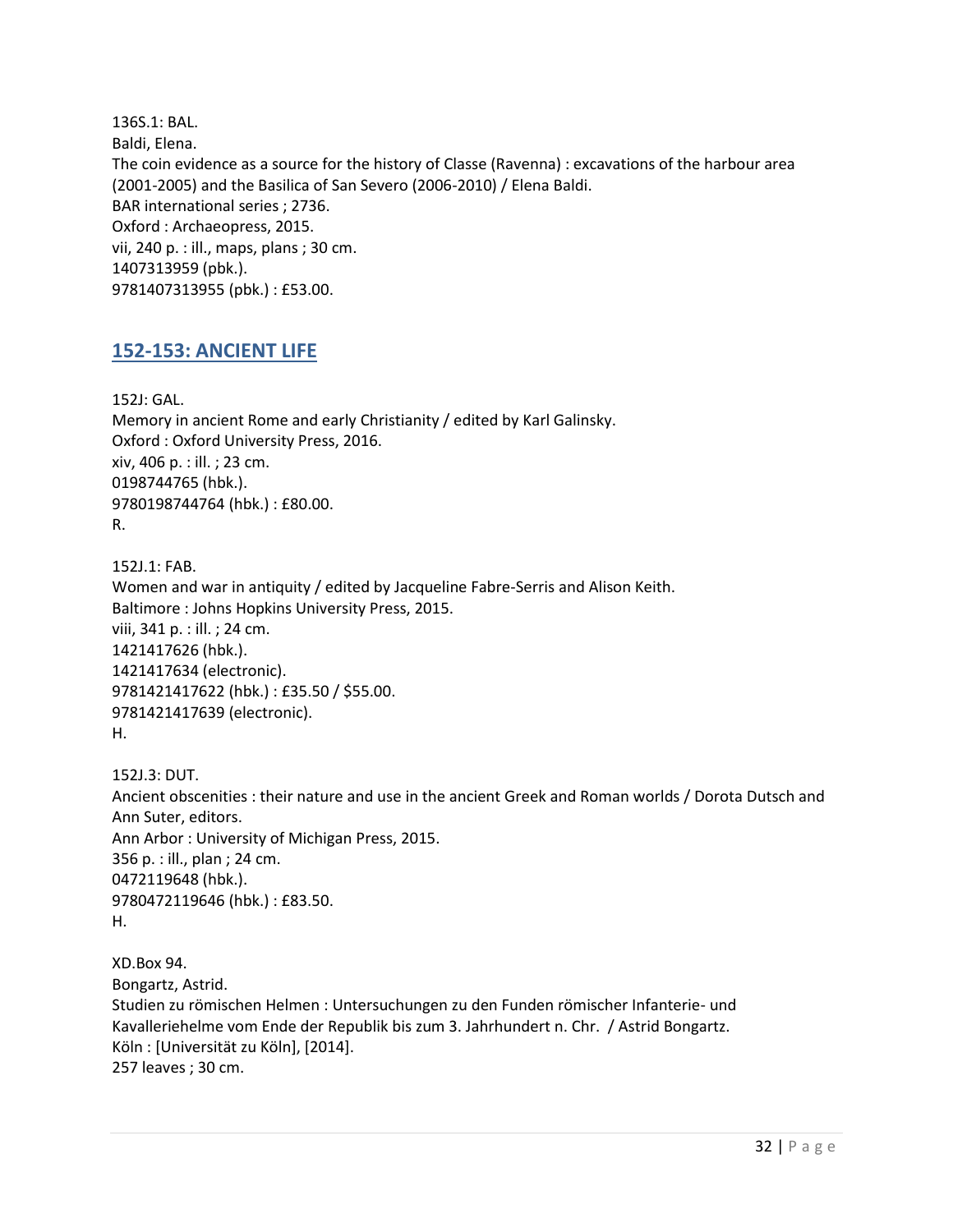136S.1: BAL.
Baldi, Elena.
The coin evidence as a source for the history of Classe (Ravenna) : excavations of the harbour area (2001-2005) and the Basilica of San Severo (2006-2010) / Elena Baldi.
BAR international series ; 2736.
Oxford : Archaeopress, 2015.
vii, 240 p. : ill., maps, plans ; 30 cm.
1407313959 (pbk.).
9781407313955 (pbk.) : £53.00.

## 152-153: ANCIENT LIFE

152J: GAL.
Memory in ancient Rome and early Christianity / edited by Karl Galinsky.
Oxford : Oxford University Press, 2016.
xiv, 406 p. : ill. ; 23 cm.
0198744765 (hbk.).
9780198744764 (hbk.) : £80.00.
R.

152J.1: FAB.
Women and war in antiquity / edited by Jacqueline Fabre-Serris and Alison Keith.
Baltimore : Johns Hopkins University Press, 2015.
viii, 341 p. : ill. ; 24 cm.
1421417626 (hbk.).
1421417634 (electronic).
9781421417622 (hbk.) : £35.50 / $55.00.
9781421417639 (electronic).
H.

152J.3: DUT.
Ancient obscenities : their nature and use in the ancient Greek and Roman worlds / Dorota Dutsch and Ann Suter, editors.
Ann Arbor : University of Michigan Press, 2015.
356 p. : ill., plan ; 24 cm.
0472119648 (hbk.).
9780472119646 (hbk.) : £83.50.
H.

XD.Box 94.
Bongartz, Astrid.
Studien zu römischen Helmen : Untersuchungen zu den Funden römischer Infanterie- und Kavalleriehelme vom Ende der Republik bis zum 3. Jahrhundert n. Chr. / Astrid Bongartz.
Köln : [Universität zu Köln], [2014].
257 leaves ; 30 cm.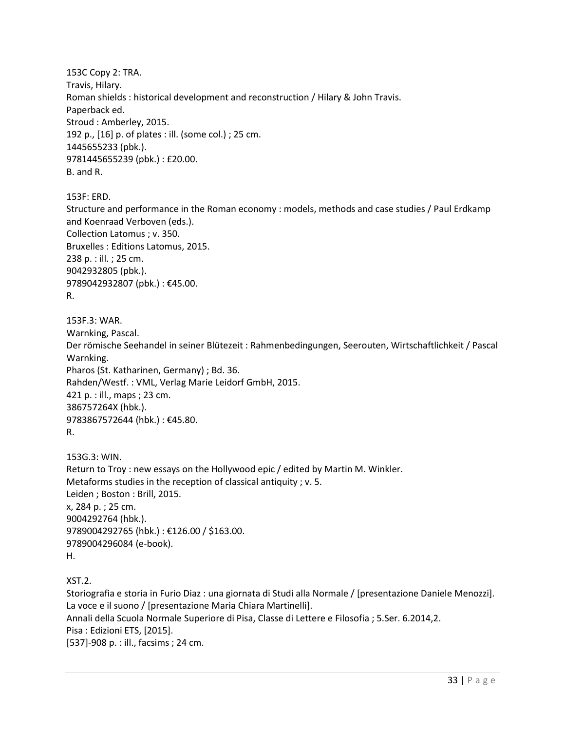153C Copy 2: TRA.
Travis, Hilary.
Roman shields : historical development and reconstruction / Hilary & John Travis.
Paperback ed.
Stroud : Amberley, 2015.
192 p., [16] p. of plates : ill. (some col.) ; 25 cm.
1445655233 (pbk.).
9781445655239 (pbk.) : £20.00.
B. and R.

153F: ERD.
Structure and performance in the Roman economy : models, methods and case studies / Paul Erdkamp and Koenraad Verboven (eds.).
Collection Latomus ; v. 350.
Bruxelles : Editions Latomus, 2015.
238 p. : ill. ; 25 cm.
9042932805 (pbk.).
9789042932807 (pbk.) : €45.00.
R.

153F.3: WAR.
Warnking, Pascal.
Der römische Seehandel in seiner Blütezeit : Rahmenbedingungen, Seerouten, Wirtschaftlichkeit / Pascal Warnking.
Pharos (St. Katharinen, Germany) ; Bd. 36.
Rahden/Westf. : VML, Verlag Marie Leidorf GmbH, 2015.
421 p. : ill., maps ; 23 cm.
386757264X (hbk.).
9783867572644 (hbk.) : €45.80.
R.

153G.3: WIN.
Return to Troy : new essays on the Hollywood epic / edited by Martin M. Winkler.
Metaforms studies in the reception of classical antiquity ; v. 5.
Leiden ; Boston : Brill, 2015.
x, 284 p. ; 25 cm.
9004292764 (hbk.).
9789004292765 (hbk.) : €126.00 / $163.00.
9789004296084 (e-book).
H.

XST.2.
Storiografia e storia in Furio Diaz : una giornata di Studi alla Normale / [presentazione Daniele Menozzi].
La voce e il suono / [presentazione Maria Chiara Martinelli].
Annali della Scuola Normale Superiore di Pisa, Classe di Lettere e Filosofia ; 5.Ser. 6.2014,2.
Pisa : Edizioni ETS, [2015].
[537]-908 p. : ill., facsims ; 24 cm.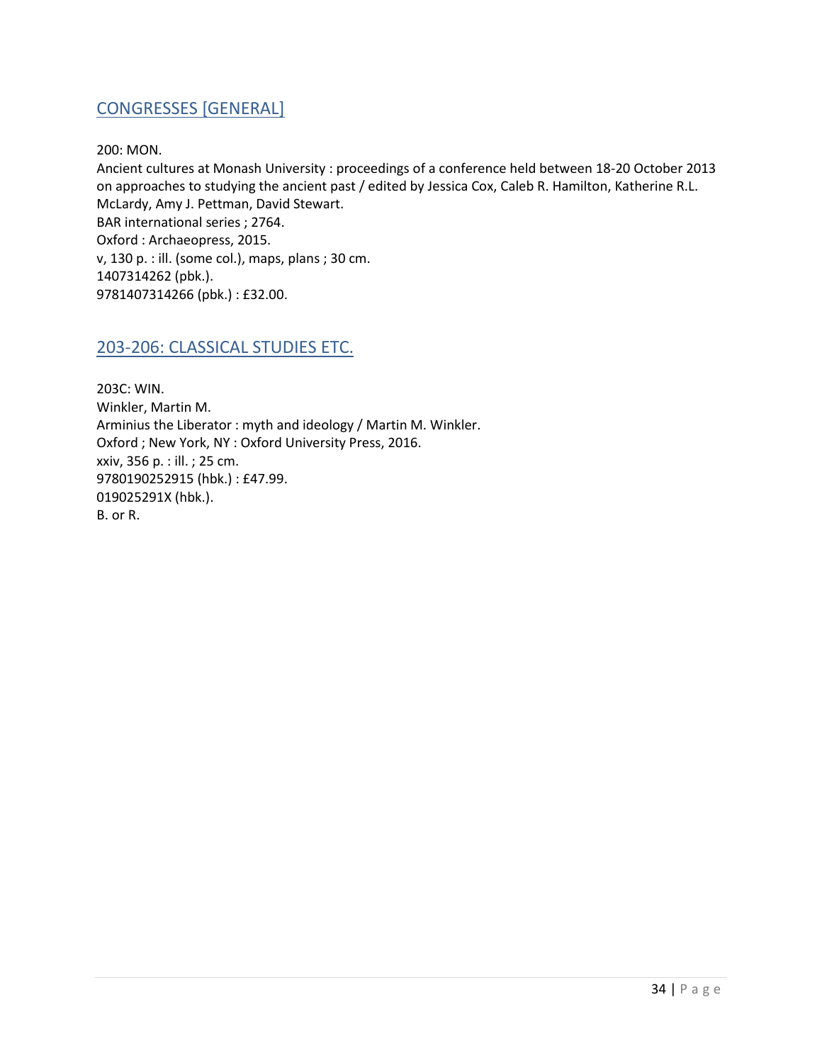## CONGRESSES [GENERAL]

200: MON.
Ancient cultures at Monash University : proceedings of a conference held between 18-20 October 2013 on approaches to studying the ancient past / edited by Jessica Cox, Caleb R. Hamilton, Katherine R.L. McLardy, Amy J. Pettman, David Stewart.
BAR international series ; 2764.
Oxford : Archaeopress, 2015.
v, 130 p. : ill. (some col.), maps, plans ; 30 cm.
1407314262 (pbk.).
9781407314266 (pbk.) : £32.00.

## 203-206: CLASSICAL STUDIES ETC.

203C: WIN.
Winkler, Martin M.
Arminius the Liberator : myth and ideology / Martin M. Winkler.
Oxford ; New York, NY : Oxford University Press, 2016.
xxiv, 356 p. : ill. ; 25 cm.
9780190252915 (hbk.) : £47.99.
019025291X (hbk.).
B. or R.